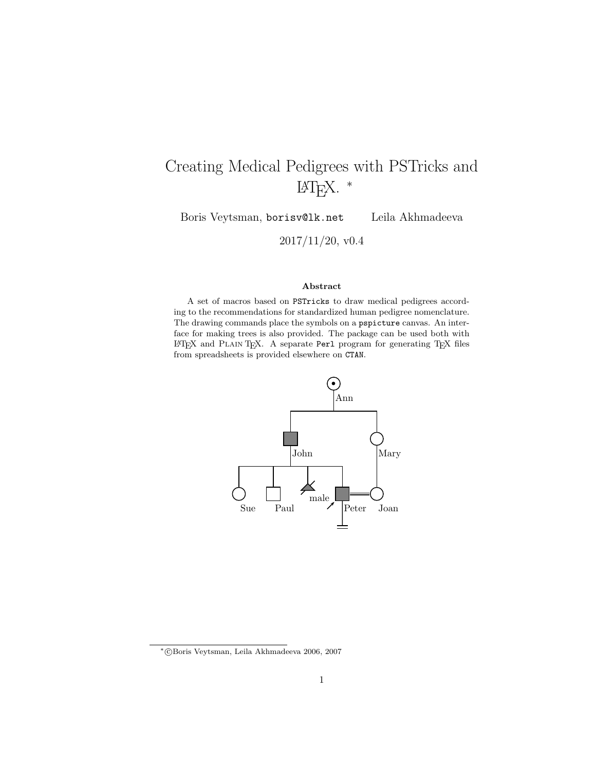# Creating Medical Pedigrees with PSTricks and LaTeX. *

Boris Veytsman, `borisv@lk.net` Leila Akhmadeeva

2017/11/20, v0.4

**Abstract**

A set of macros based on `PSTricks` to draw medical pedigrees according to the recommendations for standardized human pedigree nomenclature. The drawing commands place the symbols on a `pspicture` canvas. An interface for making trees is also provided. The package can be used both with LaTeX and PLAIN TeX. A separate `Perl` program for generating TeX files from spreadsheets is provided elsewhere on `CTAN`.

Ann

John Mary

Sue Paul male Peter Joan

*©Boris Veytsman, Leila Akhmadeeva 2006, 2007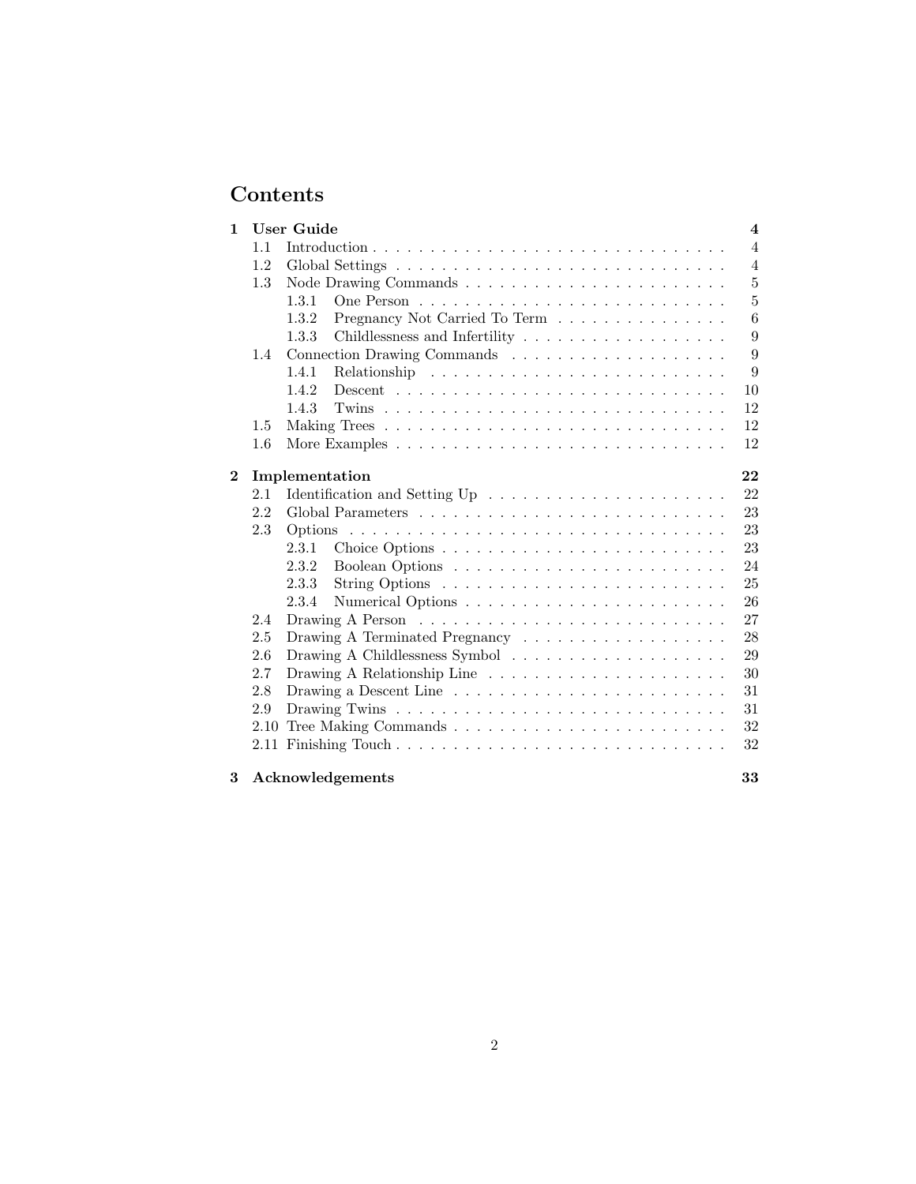# Contents

**1 User Guide** — **4**
- 1.1 Introduction — 4
- 1.2 Global Settings — 4
- 1.3 Node Drawing Commands — 5
  - 1.3.1 One Person — 5
  - 1.3.2 Pregnancy Not Carried To Term — 6
  - 1.3.3 Childlessness and Infertility — 9
- 1.4 Connection Drawing Commands — 9
  - 1.4.1 Relationship — 9
  - 1.4.2 Descent — 10
  - 1.4.3 Twins — 12
- 1.5 Making Trees — 12
- 1.6 More Examples — 12

**2 Implementation** — **22**
- 2.1 Identification and Setting Up — 22
- 2.2 Global Parameters — 23
- 2.3 Options — 23
  - 2.3.1 Choice Options — 23
  - 2.3.2 Boolean Options — 24
  - 2.3.3 String Options — 25
  - 2.3.4 Numerical Options — 26
- 2.4 Drawing A Person — 27
- 2.5 Drawing A Terminated Pregnancy — 28
- 2.6 Drawing A Childlessness Symbol — 29
- 2.7 Drawing A Relationship Line — 30
- 2.8 Drawing a Descent Line — 31
- 2.9 Drawing Twins — 31
- 2.10 Tree Making Commands — 32
- 2.11 Finishing Touch — 32

**3 Acknowledgements** — **33**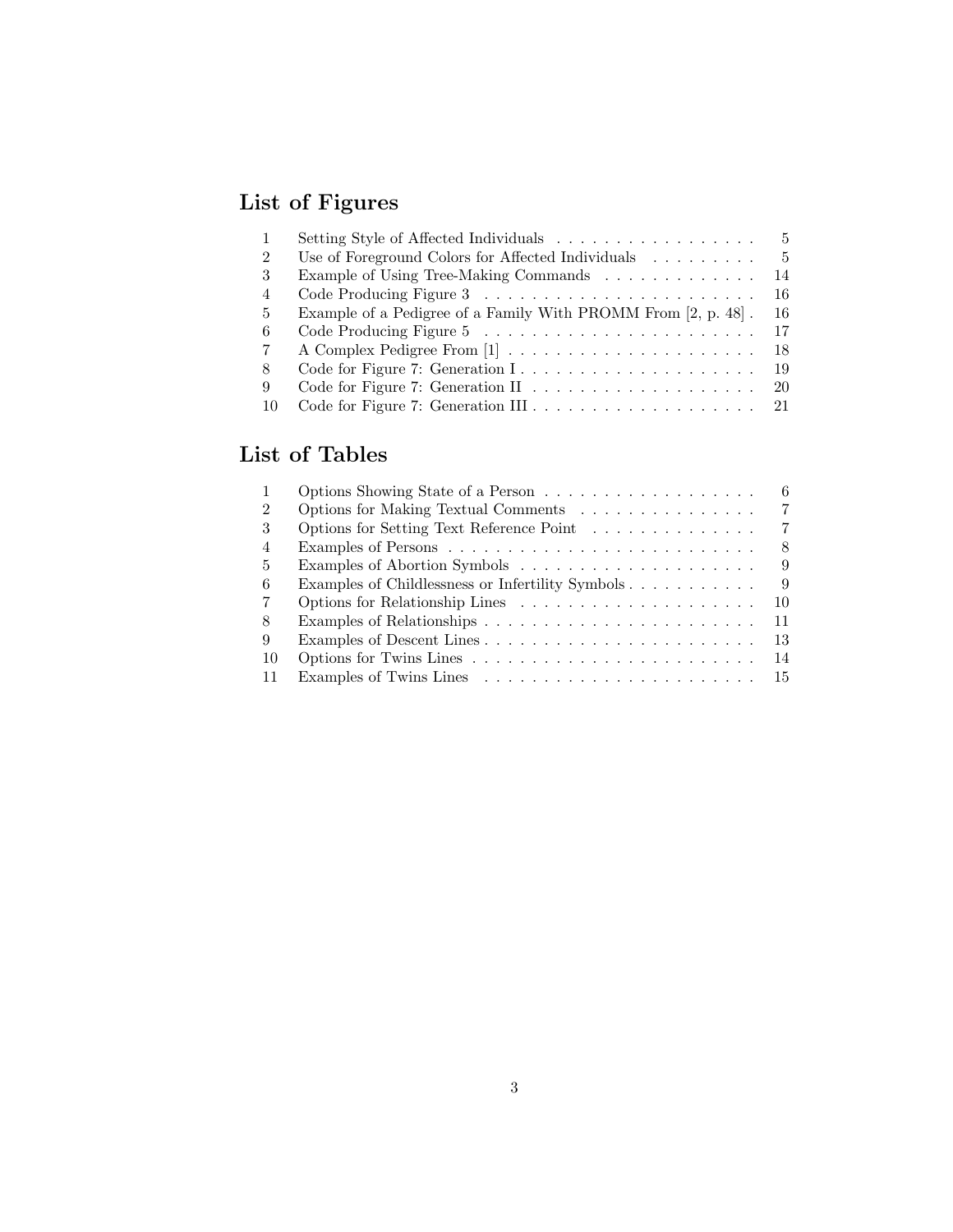# List of Figures

| | | |
|---|---|---|
| 1 | Setting Style of Affected Individuals | 5 |
| 2 | Use of Foreground Colors for Affected Individuals | 5 |
| 3 | Example of Using Tree-Making Commands | 14 |
| 4 | Code Producing Figure 3 | 16 |
| 5 | Example of a Pedigree of a Family With PROMM From [2, p. 48] | 16 |
| 6 | Code Producing Figure 5 | 17 |
| 7 | A Complex Pedigree From [1] | 18 |
| 8 | Code for Figure 7: Generation I | 19 |
| 9 | Code for Figure 7: Generation II | 20 |
| 10 | Code for Figure 7: Generation III | 21 |

# List of Tables

| | | |
|---|---|---|
| 1 | Options Showing State of a Person | 6 |
| 2 | Options for Making Textual Comments | 7 |
| 3 | Options for Setting Text Reference Point | 7 |
| 4 | Examples of Persons | 8 |
| 5 | Examples of Abortion Symbols | 9 |
| 6 | Examples of Childlessness or Infertility Symbols | 9 |
| 7 | Options for Relationship Lines | 10 |
| 8 | Examples of Relationships | 11 |
| 9 | Examples of Descent Lines | 13 |
| 10 | Options for Twins Lines | 14 |
| 11 | Examples of Twins Lines | 15 |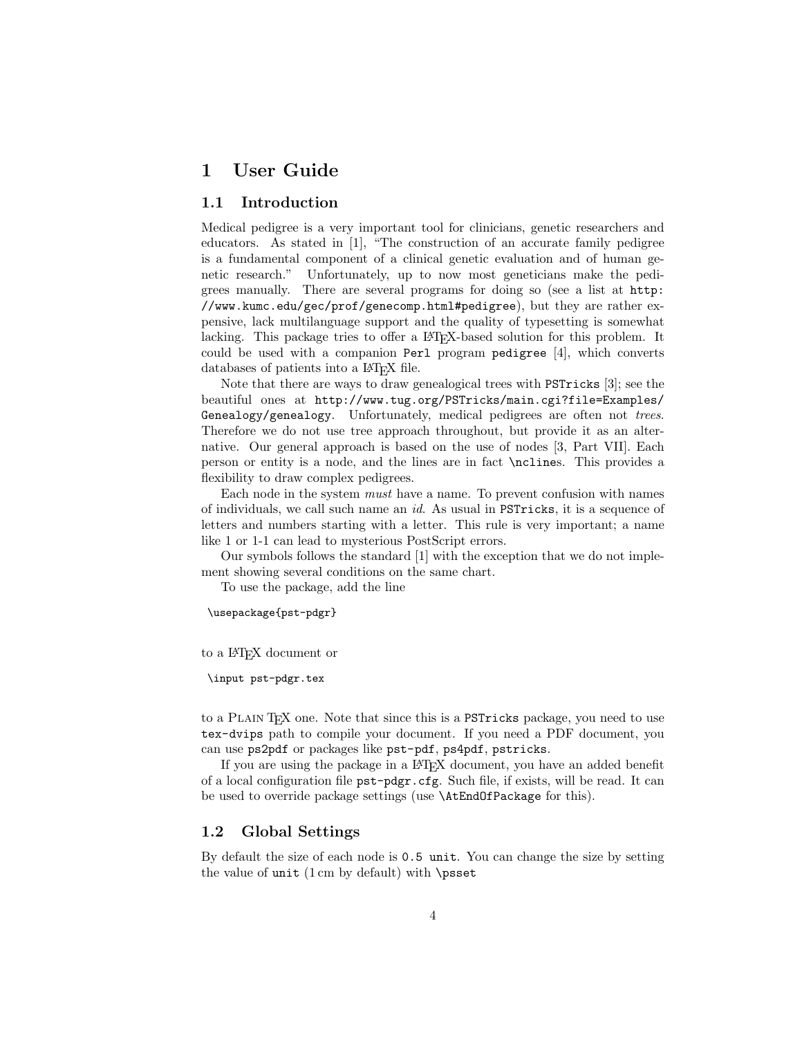# 1 User Guide

## 1.1 Introduction

Medical pedigree is a very important tool for clinicians, genetic researchers and educators. As stated in [1], "The construction of an accurate family pedigree is a fundamental component of a clinical genetic evaluation and of human genetic research." Unfortunately, up to now most geneticians make the pedigrees manually. There are several programs for doing so (see a list at `http://www.kumc.edu/gec/prof/genecomp.html#pedigree`), but they are rather expensive, lack multilanguage support and the quality of typesetting is somewhat lacking. This package tries to offer a LaTeX-based solution for this problem. It could be used with a companion `Perl` program `pedigree` [4], which converts databases of patients into a LaTeX file.

Note that there are ways to draw genealogical trees with `PSTricks` [3]; see the beautiful ones at `http://www.tug.org/PSTricks/main.cgi?file=Examples/Genealogy/genealogy`. Unfortunately, medical pedigrees are often not *trees*. Therefore we do not use tree approach throughout, but provide it as an alternative. Our general approach is based on the use of nodes [3, Part VII]. Each person or entity is a node, and the lines are in fact `\nclines`. This provides a flexibility to draw complex pedigrees.

Each node in the system *must* have a name. To prevent confusion with names of individuals, we call such name an *id*. As usual in `PSTricks`, it is a sequence of letters and numbers starting with a letter. This rule is very important; a name like 1 or 1-1 can lead to mysterious PostScript errors.

Our symbols follows the standard [1] with the exception that we do not implement showing several conditions on the same chart.

To use the package, add the line

```
\usepackage{pst-pdgr}
```

to a LaTeX document or

```
\input pst-pdgr.tex
```

to a Plain TeX one. Note that since this is a `PSTricks` package, you need to use `tex-dvips` path to compile your document. If you need a PDF document, you can use `ps2pdf` or packages like `pst-pdf`, `ps4pdf`, `pstricks`.

If you are using the package in a LaTeX document, you have an added benefit of a local configuration file `pst-pdgr.cfg`. Such file, if exists, will be read. It can be used to override package settings (use `\AtEndOfPackage` for this).

## 1.2 Global Settings

By default the size of each node is `0.5 unit`. You can change the size by setting the value of `unit` (1 cm by default) with `\psset`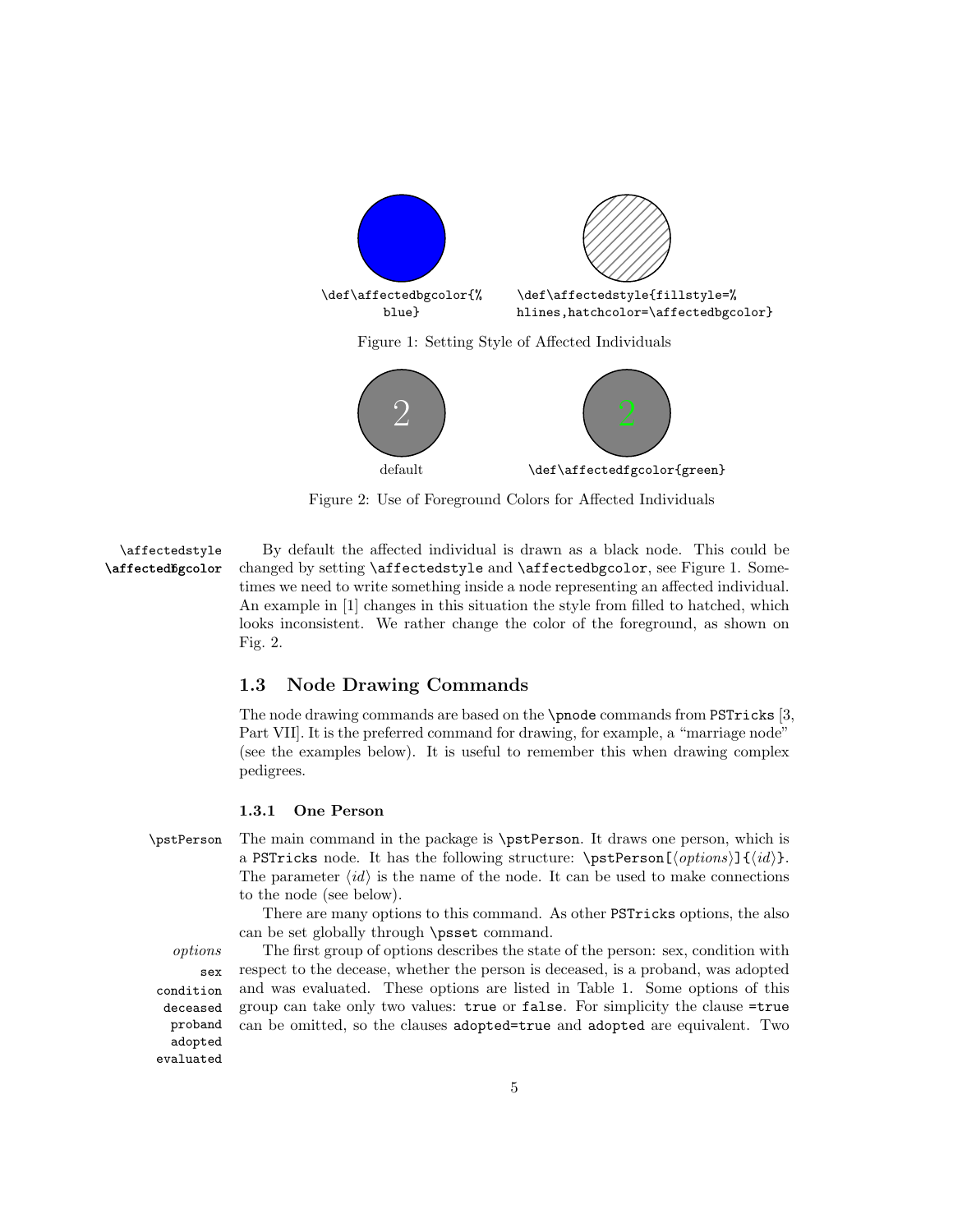`\def\affectedbgcolor{%
blue}` `\def\affectedstyle{fillstyle=%
hlines,hatchcolor=\affectedbgcolor}`

Figure 1: Setting Style of Affected Individuals

default `\def\affectedfgcolor{green}`

Figure 2: Use of Foreground Colors for Affected Individuals

`\affectedstyle` `\affectedfgcolor`

By default the affected individual is drawn as a black node. This could be changed by setting `\affectedstyle` and `\affectedbgcolor`, see Figure 1. Sometimes we need to write something inside a node representing an affected individual. An example in [1] changes in this situation the style from filled to hatched, which looks inconsistent. We rather change the color of the foreground, as shown on Fig. 2.

## 1.3 Node Drawing Commands

The node drawing commands are based on the `\pnode` commands from `PSTricks` [3, Part VII]. It is the preferred command for drawing, for example, a "marriage node" (see the examples below). It is useful to remember this when drawing complex pedigrees.

### 1.3.1 One Person

`\pstPerson`

The main command in the package is `\pstPerson`. It draws one person, which is a `PSTricks` node. It has the following structure: `\pstPerson[`⟨*options*⟩`]{`⟨*id*⟩`}`. The parameter ⟨*id*⟩ is the name of the node. It can be used to make connections to the node (see below).

There are many options to this command. As other `PSTricks` options, the also can be set globally through `\psset` command.

*options* `sex` `condition` `deceased` `proband` `adopted` `evaluated`

The first group of options describes the state of the person: sex, condition with respect to the decease, whether the person is deceased, is a proband, was adopted and was evaluated. These options are listed in Table 1. Some options of this group can take only two values: `true` or `false`. For simplicity the clause `=true` can be omitted, so the clauses `adopted=true` and `adopted` are equivalent. Two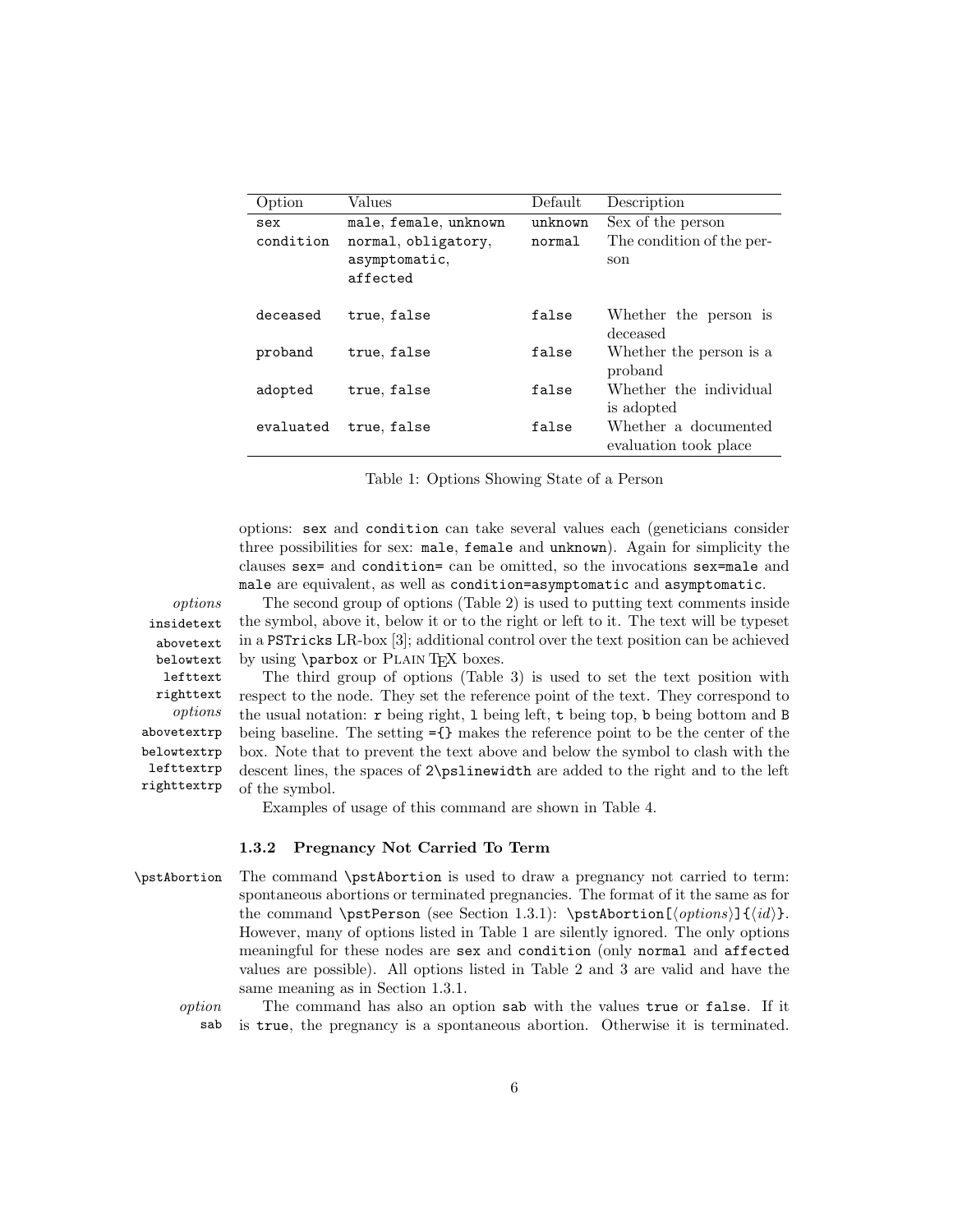| Option | Values | Default | Description |
|---|---|---|---|
| `sex` | `male`, `female`, `unknown` | `unknown` | Sex of the person |
| `condition` | `normal`, `obligatory`, `asymptomatic`, `affected` | `normal` | The condition of the person |
| `deceased` | `true`, `false` | `false` | Whether the person is deceased |
| `proband` | `true`, `false` | `false` | Whether the person is a proband |
| `adopted` | `true`, `false` | `false` | Whether the individual is adopted |
| `evaluated` | `true`, `false` | `false` | Whether a documented evaluation took place |

Table 1: Options Showing State of a Person

options: `sex` and `condition` can take several values each (geneticians consider three possibilities for sex: `male`, `female` and `unknown`). Again for simplicity the clauses `sex=` and `condition=` can be omitted, so the invocations `sex=male` and `male` are equivalent, as well as `condition=asymptomatic` and `asymptomatic`.

*options* `insidetext` `abovetext` `belowtext` `lefttext` `righttext`

The second group of options (Table 2) is used to putting text comments inside the symbol, above it, below it or to the right or left to it. The text will be typeset in a `PSTricks` LR-box [3]; additional control over the text position can be achieved by using `\parbox` or PLAIN TEX boxes.

*options* `abovetextrp` `belowtextrp` `lefttextrp` `righttextrp`

The third group of options (Table 3) is used to set the text position with respect to the node. They set the reference point of the text. They correspond to the usual notation: `r` being right, `l` being left, `t` being top, `b` being bottom and `B` being baseline. The setting `={}` makes the reference point to be the center of the box. Note that to prevent the text above and below the symbol to clash with the descent lines, the spaces of `2\pslinewidth` are added to the right and to the left of the symbol.

Examples of usage of this command are shown in Table 4.

### 1.3.2 Pregnancy Not Carried To Term

`\pstAbortion`

The command `\pstAbortion` is used to draw a pregnancy not carried to term: spontaneous abortions or terminated pregnancies. The format of it the same as for the command `\pstPerson` (see Section 1.3.1): `\pstAbortion[`⟨*options*⟩`]{`⟨*id*⟩`}`. However, many of options listed in Table 1 are silently ignored. The only options meaningful for these nodes are `sex` and `condition` (only `normal` and `affected` values are possible). All options listed in Table 2 and 3 are valid and have the same meaning as in Section 1.3.1.

*option* `sab`

The command has also an option `sab` with the values `true` or `false`. If it is `true`, the pregnancy is a spontaneous abortion. Otherwise it is terminated.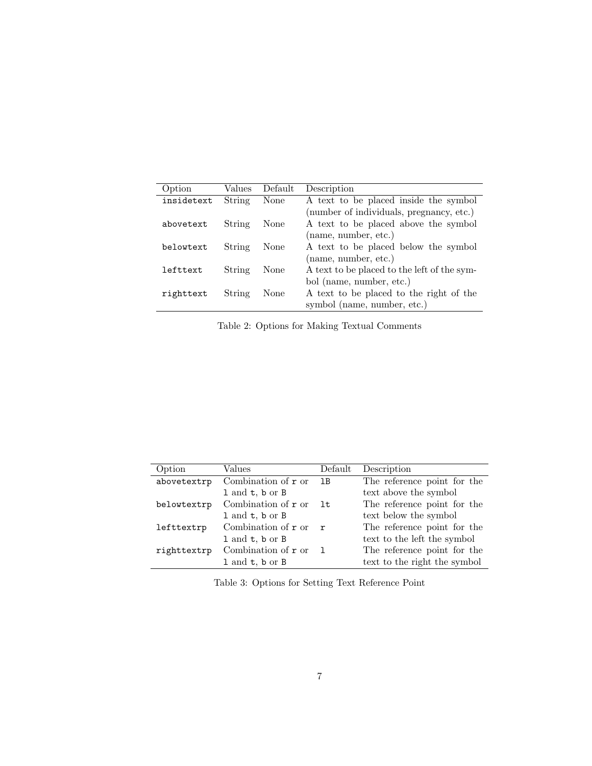| Option | Values | Default | Description |
| --- | --- | --- | --- |
| `insidetext` | String | None | A text to be placed inside the symbol (number of individuals, pregnancy, etc.) |
| `abovetext` | String | None | A text to be placed above the symbol (name, number, etc.) |
| `belowtext` | String | None | A text to be placed below the symbol (name, number, etc.) |
| `lefttext` | String | None | A text to be placed to the left of the symbol (name, number, etc.) |
| `righttext` | String | None | A text to be placed to the right of the symbol (name, number, etc.) |

Table 2: Options for Making Textual Comments

| Option | Values | Default | Description |
| --- | --- | --- | --- |
| `abovetextrp` | Combination of `r` or `l` and `t`, `b` or `B` | `lB` | The reference point for the text above the symbol |
| `belowtextrp` | Combination of `r` or `l` and `t`, `b` or `B` | `lt` | The reference point for the text below the symbol |
| `lefttextrp` | Combination of `r` or `l` and `t`, `b` or `B` | `r` | The reference point for the text to the left the symbol |
| `righttextrp` | Combination of `r` or `l` and `t`, `b` or `B` | `l` | The reference point for the text to the right the symbol |

Table 3: Options for Setting Text Reference Point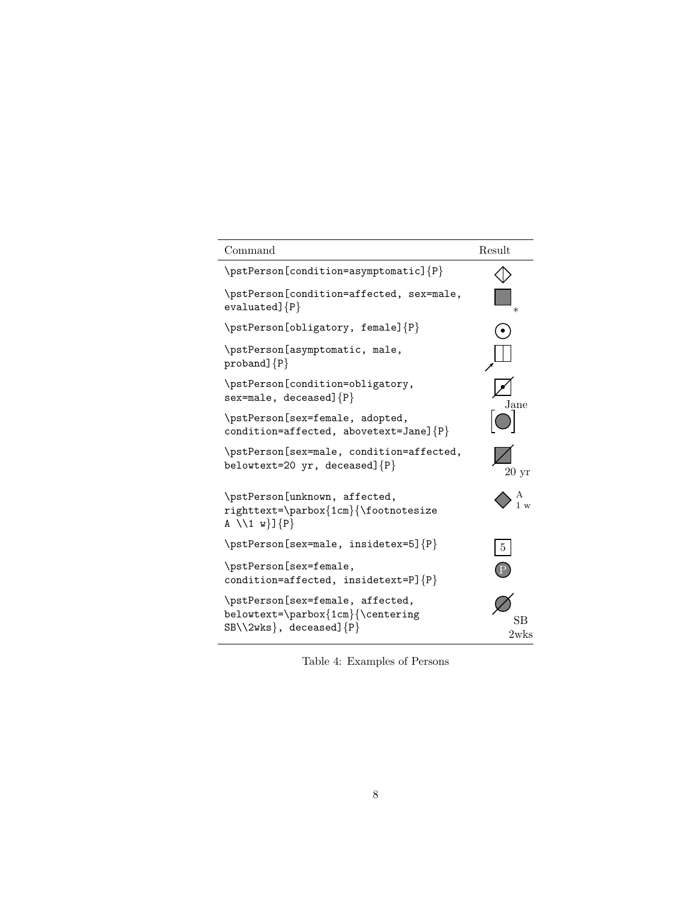| Command | Result |
|---|---|
| `\pstPerson[condition=asymptomatic]{P}` | |
| `\pstPerson[condition=affected, sex=male, evaluated]{P}` | * |
| `\pstPerson[obligatory, female]{P}` | |
| `\pstPerson[asymptomatic, male, proband]{P}` | |
| `\pstPerson[condition=obligatory, sex=male, deceased]{P}` | |
| `\pstPerson[sex=female, adopted, condition=affected, abovetext=Jane]{P}` | Jane |
| `\pstPerson[sex=male, condition=affected, belowtext=20 yr, deceased]{P}` | 20 yr |
| `\pstPerson[unknown, affected, righttext=\parbox{1cm}{\footnotesize A \\1 w}]{P}` | A 1 w |
| `\pstPerson[sex=male, insidetex=5]{P}` | 5 |
| `\pstPerson[sex=female, condition=affected, insidetext=P]{P}` | P |
| `\pstPerson[sex=female, affected, belowtext=\parbox{1cm}{\centering SB\\2wks}, deceased]{P}` | SB 2wks |

Table 4: Examples of Persons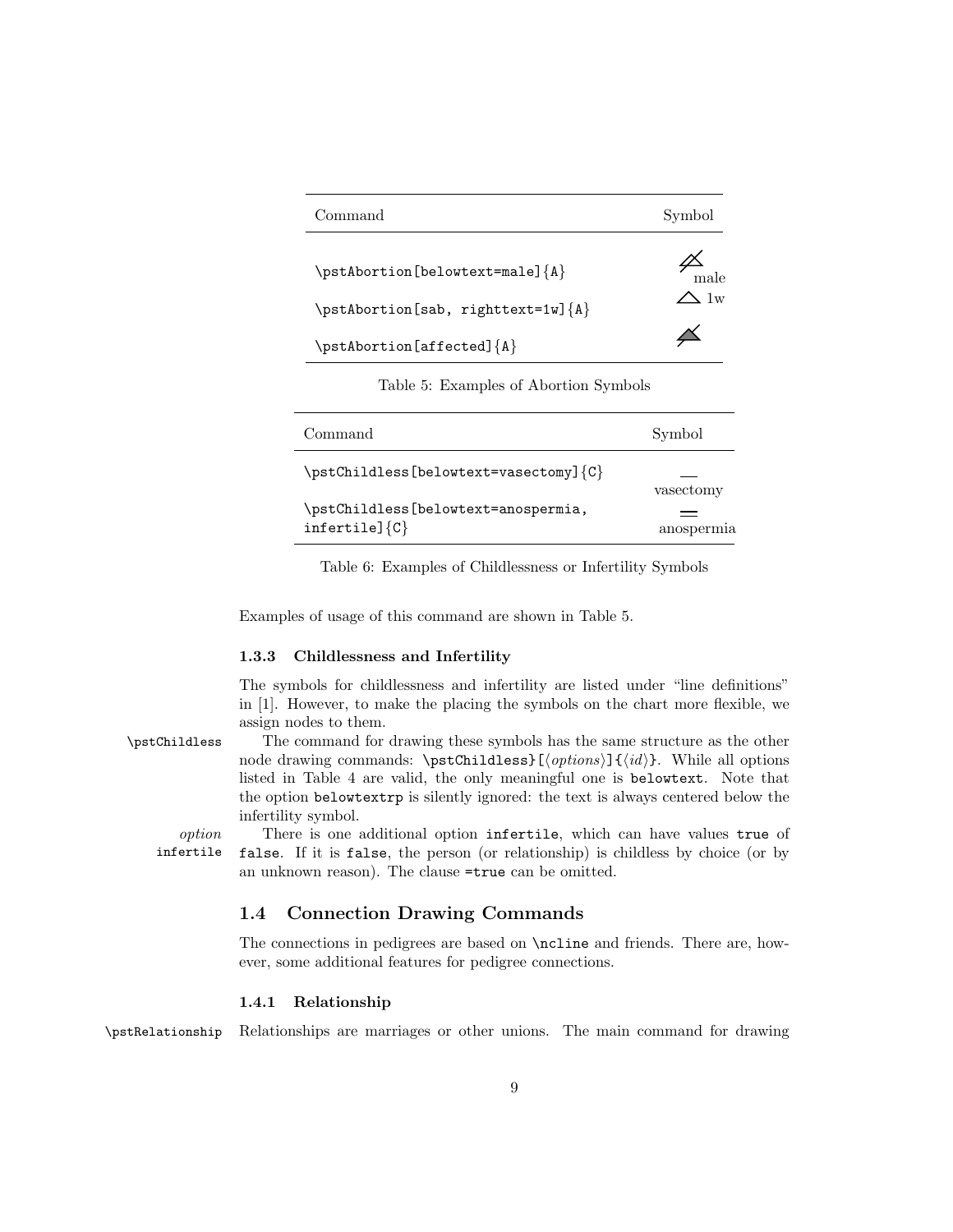| Command | Symbol |
|---|---|
| \pstAbortion[belowtext=male]{A} | male |
| \pstAbortion[sab, righttext=1w]{A} | △ 1w |
| \pstAbortion[affected]{A} | |

Table 5: Examples of Abortion Symbols

| Command | Symbol |
|---|---|
| \pstChildless[belowtext=vasectomy]{C} | vasectomy |
| \pstChildless[belowtext=anospermia, infertile]{C} | anospermia |

Table 6: Examples of Childlessness or Infertility Symbols

Examples of usage of this command are shown in Table 5.

### 1.3.3 Childlessness and Infertility

The symbols for childlessness and infertility are listed under "line definitions" in [1]. However, to make the placing the symbols on the chart more flexible, we assign nodes to them.

`\pstChildless` The command for drawing these symbols has the same structure as the other node drawing commands: `\pstChildless}[`⟨*options*⟩`]{`⟨*id*⟩`}`. While all options listed in Table 4 are valid, the only meaningful one is `belowtext`. Note that the option `belowtextrp` is silently ignored: the text is always centered below the infertility symbol.

*option* `infertile` There is one additional option `infertile`, which can have values `true` of `false`. If it is `false`, the person (or relationship) is childless by choice (or by an unknown reason). The clause `=true` can be omitted.

## 1.4 Connection Drawing Commands

The connections in pedigrees are based on `\ncline` and friends. There are, however, some additional features for pedigree connections.

### 1.4.1 Relationship

`\pstRelationship` Relationships are marriages or other unions. The main command for drawing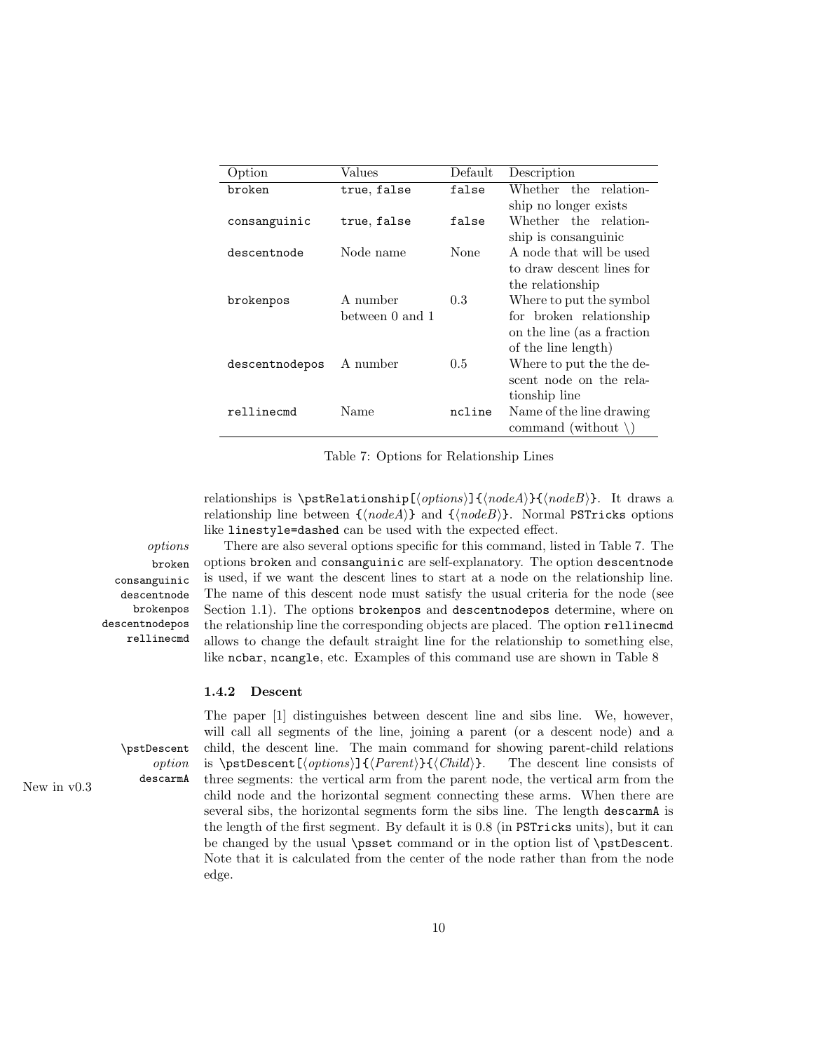| Option | Values | Default | Description |
|---|---|---|---|
| `broken` | `true`, `false` | `false` | Whether the relationship no longer exists |
| `consanguinic` | `true`, `false` | `false` | Whether the relationship is consanguinic |
| `descentnode` | Node name | None | A node that will be used to draw descent lines for the relationship |
| `brokenpos` | A number between 0 and 1 | 0.3 | Where to put the symbol for broken relationship on the line (as a fraction of the line length) |
| `descentnodepos` | A number | 0.5 | Where to put the the descent node on the relationship line |
| `rellinecmd` | Name | `ncline` | Name of the line drawing command (without \) |

Table 7: Options for Relationship Lines

relationships is `\pstRelationship[`⟨*options*⟩`]{`⟨*nodeA*⟩`}{`⟨*nodeB*⟩`}`. It draws a relationship line between `{`⟨*nodeA*⟩`}` and `{`⟨*nodeB*⟩`}`. Normal PSTricks options like `linestyle=dashed` can be used with the expected effect.

*options* `broken` `consanguinic` `descentnode` `brokenpos` `descentnodepos` `rellinecmd`

There are also several options specific for this command, listed in Table 7. The options `broken` and `consanguinic` are self-explanatory. The option `descentnode` is used, if we want the descent lines to start at a node on the relationship line. The name of this descent node must satisfy the usual criteria for the node (see Section 1.1). The options `brokenpos` and `descentnodepos` determine, where on the relationship line the corresponding objects are placed. The option `rellinecmd` allows to change the default straight line for the relationship to something else, like `ncbar`, `ncangle`, etc. Examples of this command use are shown in Table 8

### 1.4.2 Descent

`\pstDescent` *option* `descarmA` New in v0.3

The paper [1] distinguishes between descent line and sibs line. We, however, will call all segments of the line, joining a parent (or a descent node) and a child, the descent line. The main command for showing parent-child relations is `\pstDescent[`⟨*options*⟩`]{`⟨*Parent*⟩`}{`⟨*Child*⟩`}`. The descent line consists of three segments: the vertical arm from the parent node, the vertical arm from the child node and the horizontal segment connecting these arms. When there are several sibs, the horizontal segments form the sibs line. The length `descarmA` is the length of the first segment. By default it is 0.8 (in PSTricks units), but it can be changed by the usual `\psset` command or in the option list of `\pstDescent`. Note that it is calculated from the center of the node rather than from the node edge.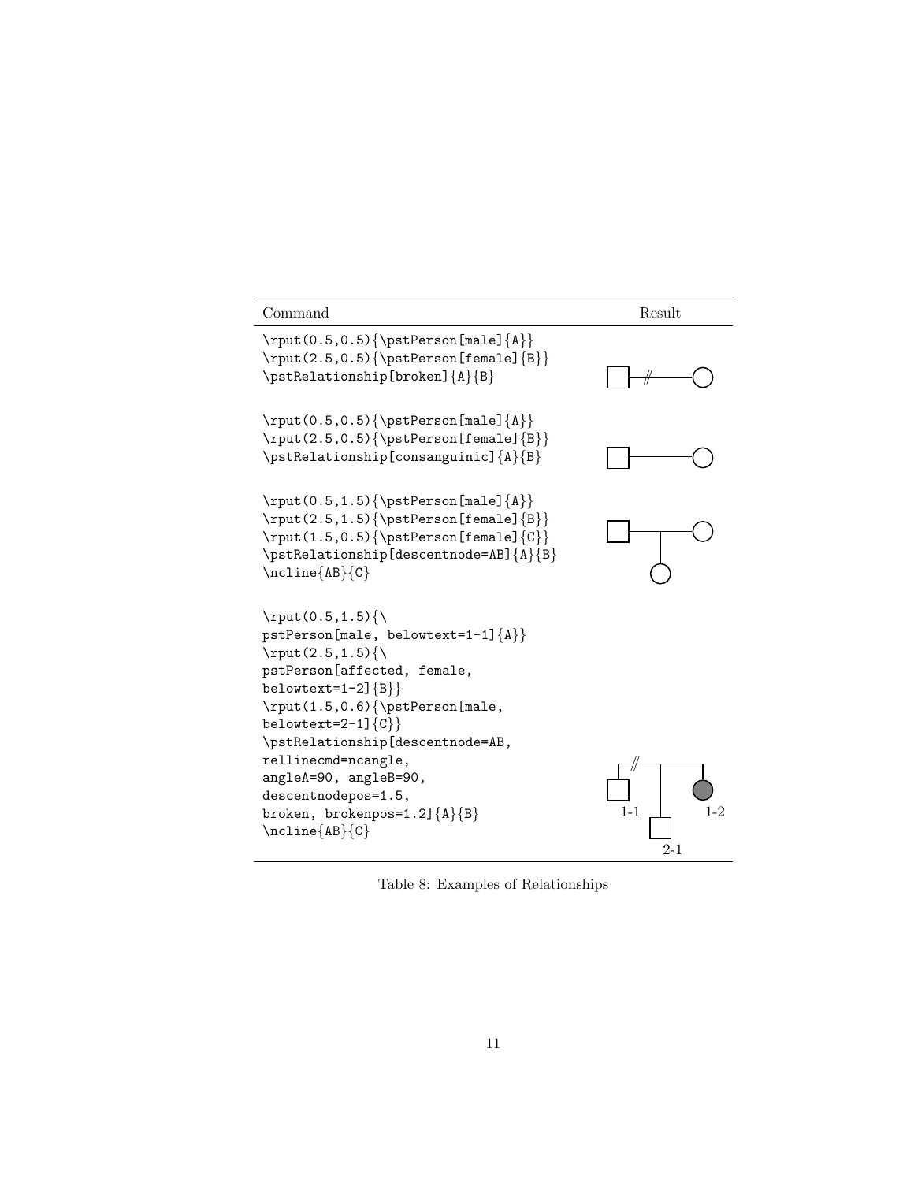| Command | Result |
|---|---|
| `\rput(0.5,0.5){\pstPerson[male]{A}}` `\rput(2.5,0.5){\pstPerson[female]{B}}` `\pstRelationship[broken]{A}{B}` | |
| `\rput(0.5,0.5){\pstPerson[male]{A}}` `\rput(2.5,0.5){\pstPerson[female]{B}}` `\pstRelationship[consanguinic]{A}{B}` | |
| `\rput(0.5,1.5){\pstPerson[male]{A}}` `\rput(2.5,1.5){\pstPerson[female]{B}}` `\rput(1.5,0.5){\pstPerson[female]{C}}` `\pstRelationship[descentnode=AB]{A}{B}` `\ncline{AB}{C}` | |
| `\rput(0.5,1.5){\` `pstPerson[male, belowtext=1-1]{A}}` `\rput(2.5,1.5){\` `pstPerson[affected, female,` `belowtext=1-2]{B}}` `\rput(1.5,0.6){\pstPerson[male,` `belowtext=2-1]{C}}` `\pstRelationship[descentnode=AB,` `rellinecmd=ncangle,` `angleA=90, angleB=90,` `descentnodepos=1.5,` `broken, brokenpos=1.2]{A}{B}` `\ncline{AB}{C}` | 1-1 1-2 2-1 |

Table 8: Examples of Relationships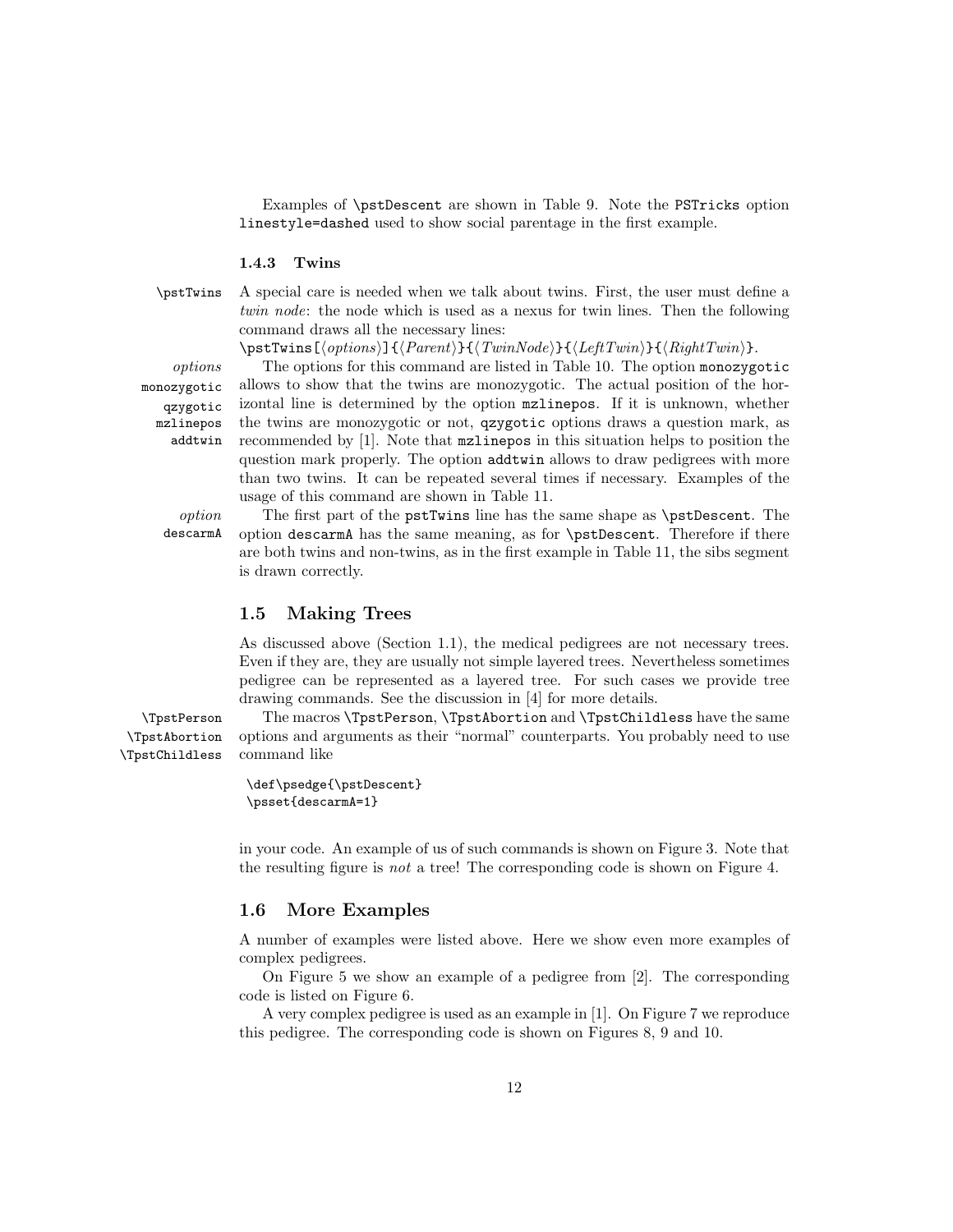Examples of `\pstDescent` are shown in Table 9. Note the `PSTricks` option `linestyle=dashed` used to show social parentage in the first example.

### 1.4.3 Twins

`\pstTwins` A special care is needed when we talk about twins. First, the user must define a *twin node*: the node which is used as a nexus for twin lines. Then the following command draws all the necessary lines:

`\pstTwins[`⟨*options*⟩`]{`⟨*Parent*⟩`}{`⟨*TwinNode*⟩`}{`⟨*LeftTwin*⟩`}{`⟨*RightTwin*⟩`}`.

*options* `monozygotic` `qzygotic` `mzlinepos` `addtwin` The options for this command are listed in Table 10. The option `monozygotic` allows to show that the twins are monozygotic. The actual position of the horizontal line is determined by the option `mzlinepos`. If it is unknown, whether the twins are monozygotic or not, `qzygotic` options draws a question mark, as recommended by [1]. Note that `mzlinepos` in this situation helps to position the question mark properly. The option `addtwin` allows to draw pedigrees with more than two twins. It can be repeated several times if necessary. Examples of the usage of this command are shown in Table 11.

*option* `descarmA` The first part of the `pstTwins` line has the same shape as `\pstDescent`. The option `descarmA` has the same meaning, as for `\pstDescent`. Therefore if there are both twins and non-twins, as in the first example in Table 11, the sibs segment is drawn correctly.

## 1.5 Making Trees

As discussed above (Section 1.1), the medical pedigrees are not necessary trees. Even if they are, they are usually not simple layered trees. Nevertheless sometimes pedigree can be represented as a layered tree. For such cases we provide tree drawing commands. See the discussion in [4] for more details.

`\TpstPerson` `\TpstAbortion` `\TpstChildless` The macros `\TpstPerson`, `\TpstAbortion` and `\TpstChildless` have the same options and arguments as their "normal" counterparts. You probably need to use command like

```
\def\psedge{\pstDescent}
\psset{descarmA=1}
```

in your code. An example of us of such commands is shown on Figure 3. Note that the resulting figure is *not* a tree! The corresponding code is shown on Figure 4.

## 1.6 More Examples

A number of examples were listed above. Here we show even more examples of complex pedigrees.

On Figure 5 we show an example of a pedigree from [2]. The corresponding code is listed on Figure 6.

A very complex pedigree is used as an example in [1]. On Figure 7 we reproduce this pedigree. The corresponding code is shown on Figures 8, 9 and 10.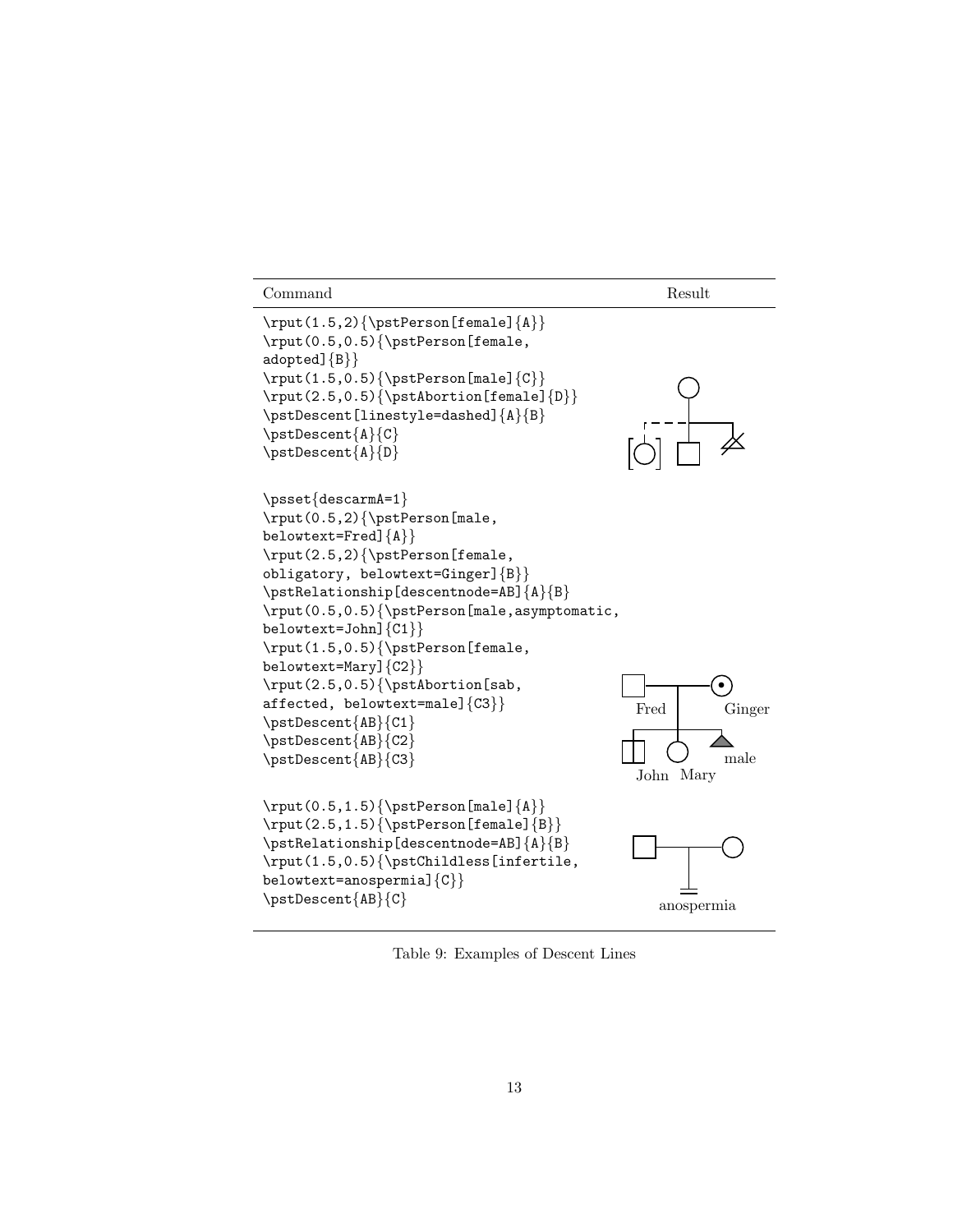| Command | Result |
| --- | --- |
| `\rput(1.5,2){\pstPerson[female]{A}}`<br>`\rput(0.5,0.5){\pstPerson[female,`<br>`adopted]{B}}`<br>`\rput(1.5,0.5){\pstPerson[male]{C}}`<br>`\rput(2.5,0.5){\pstAbortion[female]{D}}`<br>`\pstDescent[linestyle=dashed]{A}{B}`<br>`\pstDescent{A}{C}`<br>`\pstDescent{A}{D}` | |
| `\psset{descarmA=1}`<br>`\rput(0.5,2){\pstPerson[male,`<br>`belowtext=Fred]{A}}`<br>`\rput(2.5,2){\pstPerson[female,`<br>`obligatory, belowtext=Ginger]{B}}`<br>`\pstRelationship[descentnode=AB]{A}{B}`<br>`\rput(0.5,0.5){\pstPerson[male,asymptomatic,`<br>`belowtext=John]{C1}}`<br>`\rput(1.5,0.5){\pstPerson[female,`<br>`belowtext=Mary]{C2}}`<br>`\rput(2.5,0.5){\pstAbortion[sab,`<br>`affected, belowtext=male]{C3}}`<br>`\pstDescent{AB}{C1}`<br>`\pstDescent{AB}{C2}`<br>`\pstDescent{AB}{C3}` | Fred Ginger John Mary male |
| `\rput(0.5,1.5){\pstPerson[male]{A}}`<br>`\rput(2.5,1.5){\pstPerson[female]{B}}`<br>`\pstRelationship[descentnode=AB]{A}{B}`<br>`\rput(1.5,0.5){\pstChildless[infertile,`<br>`belowtext=anospermia]{C}}`<br>`\pstDescent{AB}{C}` | anospermia |

Table 9: Examples of Descent Lines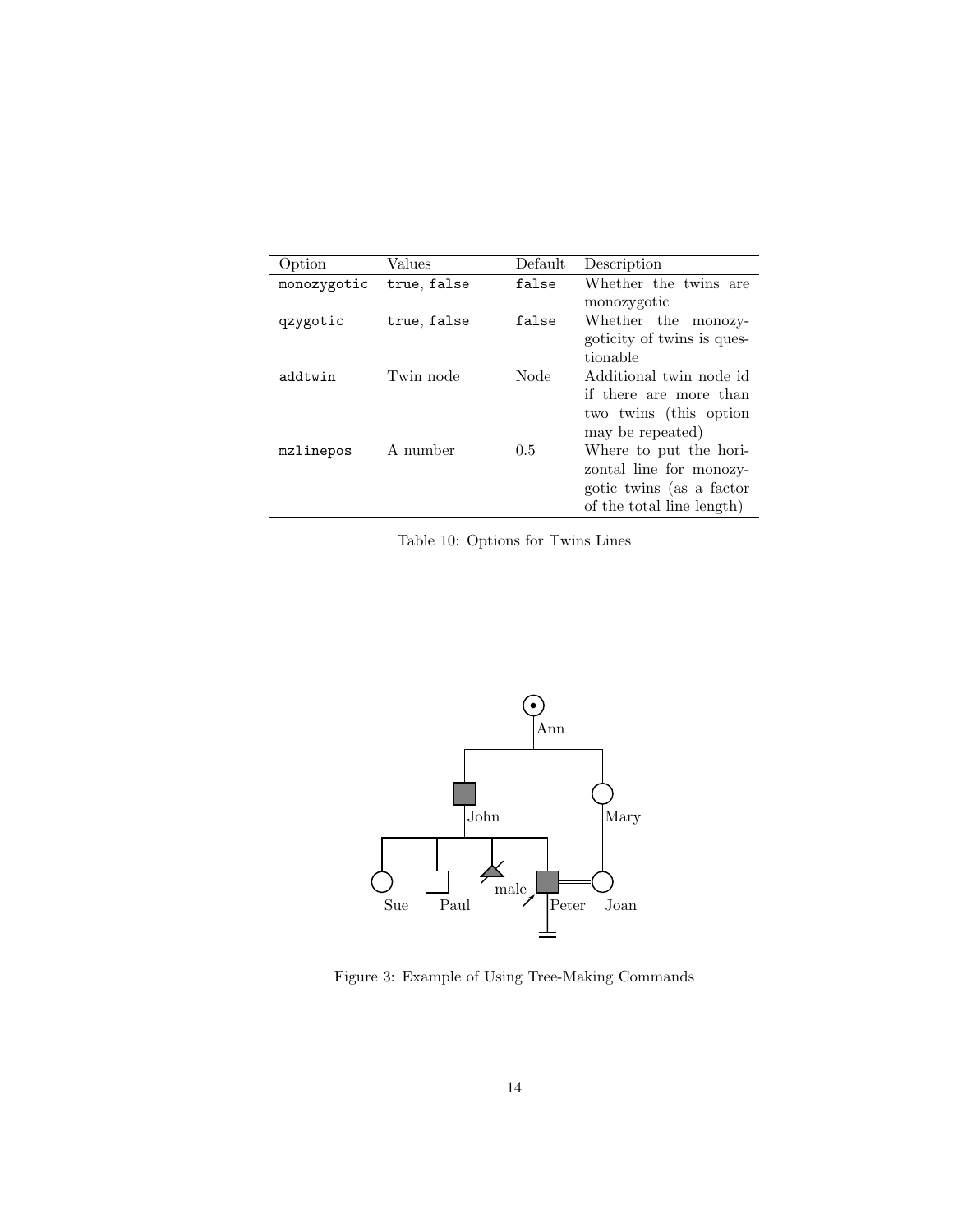| Option | Values | Default | Description |
|---|---|---|---|
| `monozygotic` | `true`, `false` | `false` | Whether the twins are monozygotic |
| `qzygotic` | `true`, `false` | `false` | Whether the monozygoticity of twins is questionable |
| `addtwin` | Twin node | Node | Additional twin node id if there are more than two twins (this option may be repeated) |
| `mzlinepos` | A number | 0.5 | Where to put the horizontal line for monozygotic twins (as a factor of the total line length) |

Table 10: Options for Twins Lines

Ann

John

Mary

Sue Paul male Peter Joan

Figure 3: Example of Using Tree-Making Commands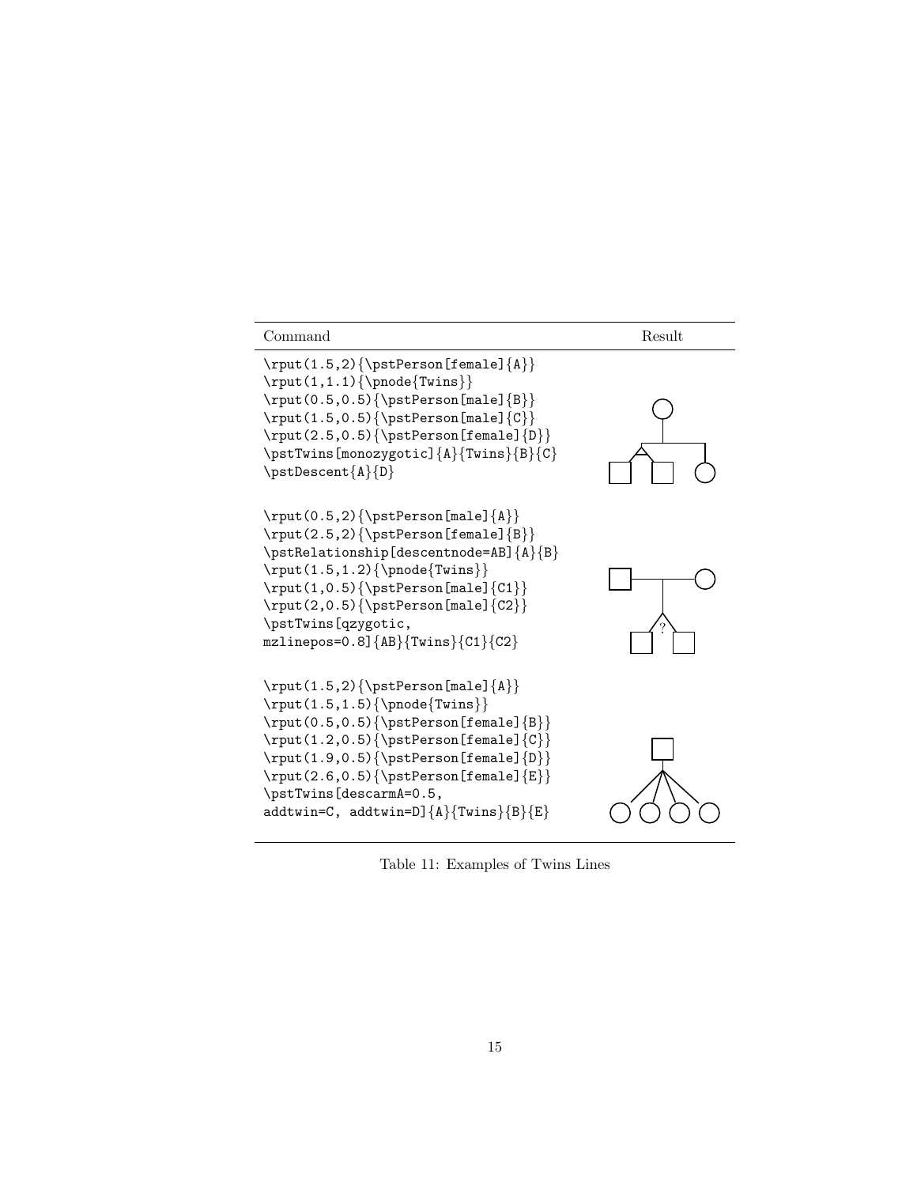| Command | Result |
|---|---|
| `\rput(1.5,2){\pstPerson[female]{A}}`<br>`\rput(1,1.1){\pnode{Twins}}`<br>`\rput(0.5,0.5){\pstPerson[male]{B}}`<br>`\rput(1.5,0.5){\pstPerson[male]{C}}`<br>`\rput(2.5,0.5){\pstPerson[female]{D}}`<br>`\pstTwins[monozygotic]{A}{Twins}{B}{C}`<br>`\pstDescent{A}{D}` | |
| `\rput(0.5,2){\pstPerson[male]{A}}`<br>`\rput(2.5,2){\pstPerson[female]{B}}`<br>`\pstRelationship[descentnode=AB]{A}{B}`<br>`\rput(1.5,1.2){\pnode{Twins}}`<br>`\rput(1,0.5){\pstPerson[male]{C1}}`<br>`\rput(2,0.5){\pstPerson[male]{C2}}`<br>`\pstTwins[qzygotic,`<br>`mzlinepos=0.8]{AB}{Twins}{C1}{C2}` | ? |
| `\rput(1.5,2){\pstPerson[male]{A}}`<br>`\rput(1.5,1.5){\pnode{Twins}}`<br>`\rput(0.5,0.5){\pstPerson[female]{B}}`<br>`\rput(1.2,0.5){\pstPerson[female]{C}}`<br>`\rput(1.9,0.5){\pstPerson[female]{D}}`<br>`\rput(2.6,0.5){\pstPerson[female]{E}}`<br>`\pstTwins[descarmA=0.5,`<br>`addtwin=C, addtwin=D]{A}{Twins}{B}{E}` | |

Table 11: Examples of Twins Lines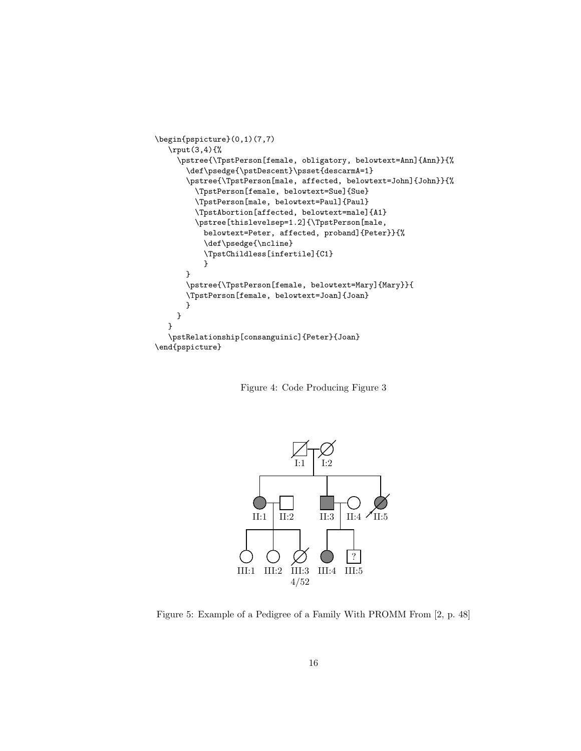```
\begin{pspicture}(0,1)(7,7)
   \rput(3,4){%
     \pstree{\TpstPerson[female, obligatory, belowtext=Ann]{Ann}}{%
       \def\psedge{\pstDescent}\psset{descarmA=1}
       \pstree{\TpstPerson[male, affected, belowtext=John]{John}}{%
         \TpstPerson[female, belowtext=Sue]{Sue}
         \TpstPerson[male, belowtext=Paul]{Paul}
         \TpstAbortion[affected, belowtext=male]{A1}
         \pstree[thislevelsep=1.2]{\TpstPerson[male,
           belowtext=Peter, affected, proband]{Peter}}{%
           \def\psedge{\ncline}
           \TpstChildless[infertile]{C1}
           }
       }
       \pstree{\TpstPerson[female, belowtext=Mary]{Mary}}{
       \TpstPerson[female, belowtext=Joan]{Joan}
       }
     }
   }
   \pstRelationship[consanguinic]{Peter}{Joan}
\end{pspicture}
```

Figure 4: Code Producing Figure 3

I:1 I:2

II:1 II:2 II:3 II:4 II:5

III:1 III:2 III:3 4/52 III:4 ? III:5

Figure 5: Example of a Pedigree of a Family With PROMM From [2, p. 48]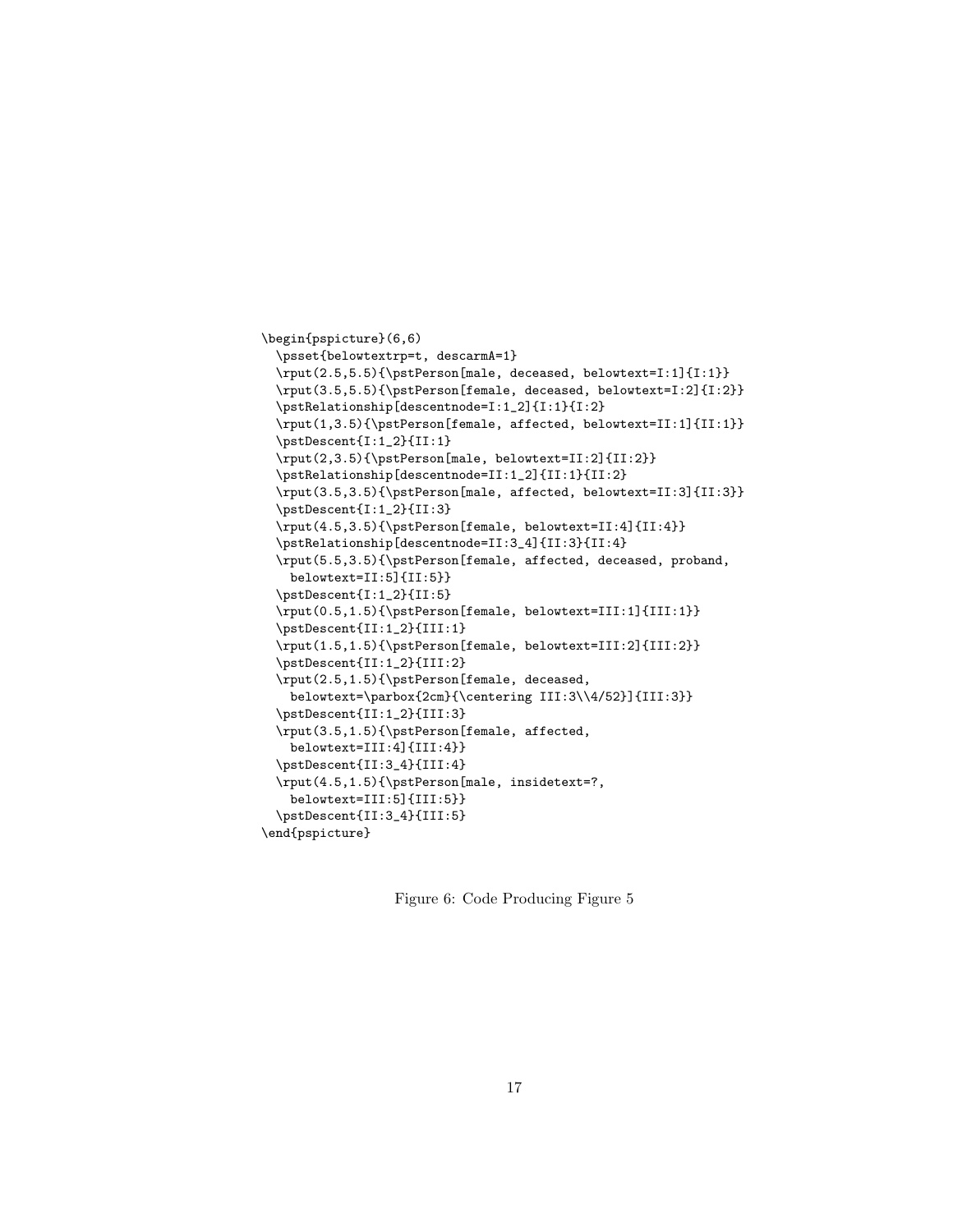```
\begin{pspicture}(6,6)
  \psset{belowtextrp=t, descarmA=1}
  \rput(2.5,5.5){\pstPerson[male, deceased, belowtext=I:1]{I:1}}
  \rput(3.5,5.5){\pstPerson[female, deceased, belowtext=I:2]{I:2}}
  \pstRelationship[descentnode=I:1_2]{I:1}{I:2}
  \rput(1,3.5){\pstPerson[female, affected, belowtext=II:1]{II:1}}
  \pstDescent{I:1_2}{II:1}
  \rput(2,3.5){\pstPerson[male, belowtext=II:2]{II:2}}
  \pstRelationship[descentnode=II:1_2]{II:1}{II:2}
  \rput(3.5,3.5){\pstPerson[male, affected, belowtext=II:3]{II:3}}
  \pstDescent{I:1_2}{II:3}
  \rput(4.5,3.5){\pstPerson[female, belowtext=II:4]{II:4}}
  \pstRelationship[descentnode=II:3_4]{II:3}{II:4}
  \rput(5.5,3.5){\pstPerson[female, affected, deceased, proband,
    belowtext=II:5]{II:5}}
  \pstDescent{I:1_2}{II:5}
  \rput(0.5,1.5){\pstPerson[female, belowtext=III:1]{III:1}}
  \pstDescent{II:1_2}{III:1}
  \rput(1.5,1.5){\pstPerson[female, belowtext=III:2]{III:2}}
  \pstDescent{II:1_2}{III:2}
  \rput(2.5,1.5){\pstPerson[female, deceased,
    belowtext=\parbox{2cm}{\centering III:3\\4/52}]{III:3}}
  \pstDescent{II:1_2}{III:3}
  \rput(3.5,1.5){\pstPerson[female, affected,
    belowtext=III:4]{III:4}}
  \pstDescent{II:3_4}{III:4}
  \rput(4.5,1.5){\pstPerson[male, insidetext=?,
    belowtext=III:5]{III:5}}
  \pstDescent{II:3_4}{III:5}
\end{pspicture}
```

Figure 6: Code Producing Figure 5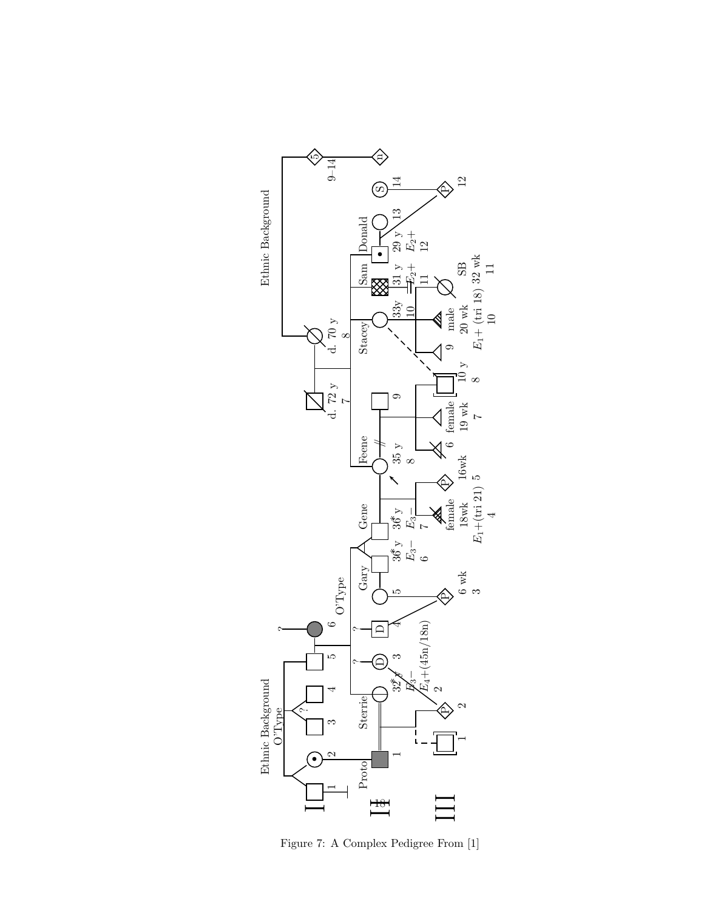Figure 7: A Complex Pedigree From [1]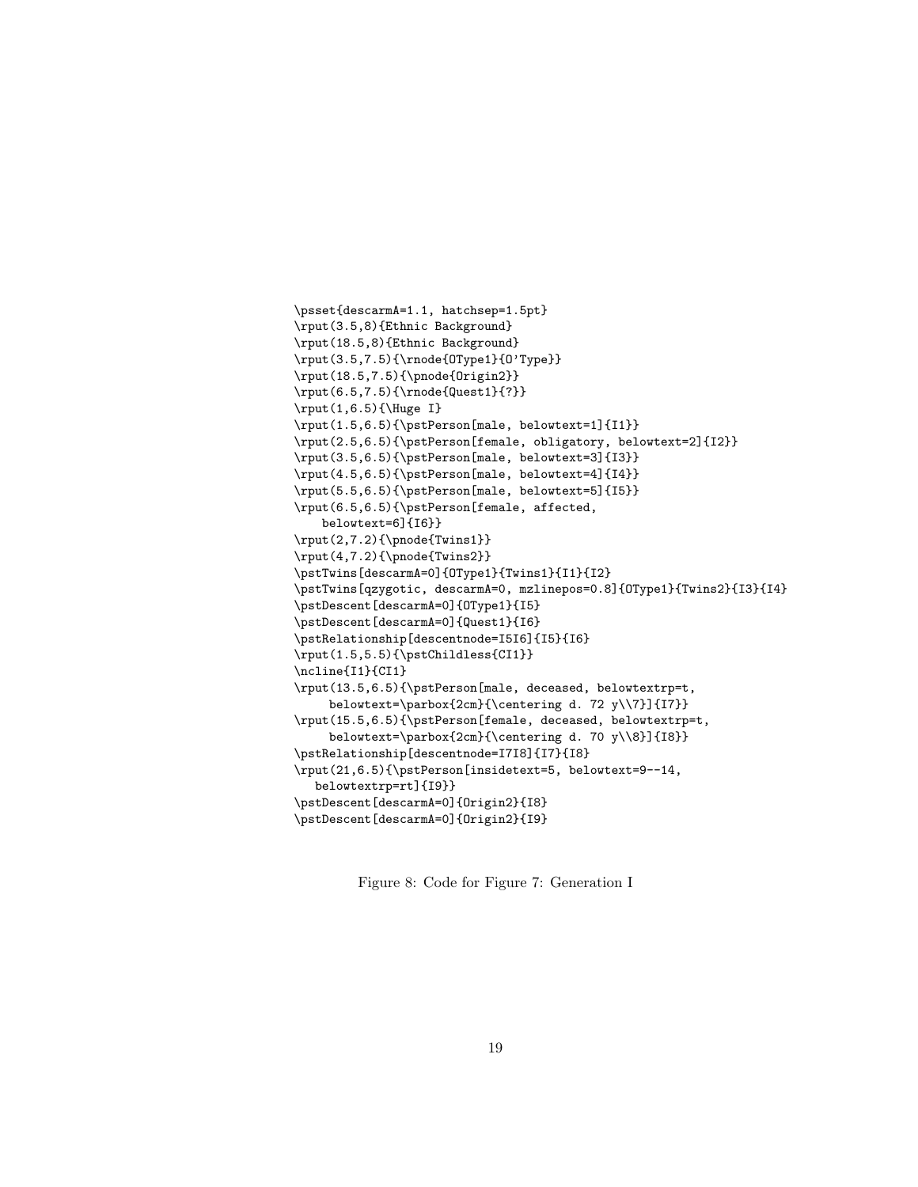```
\psset{descarmA=1.1, hatchsep=1.5pt}
\rput(3.5,8){Ethnic Background}
\rput(18.5,8){Ethnic Background}
\rput(3.5,7.5){\rnode{OType1}{O'Type}}
\rput(18.5,7.5){\pnode{Origin2}}
\rput(6.5,7.5){\rnode{Quest1}{?}}
\rput(1,6.5){\Huge I}
\rput(1.5,6.5){\pstPerson[male, belowtext=1]{I1}}
\rput(2.5,6.5){\pstPerson[female, obligatory, belowtext=2]{I2}}
\rput(3.5,6.5){\pstPerson[male, belowtext=3]{I3}}
\rput(4.5,6.5){\pstPerson[male, belowtext=4]{I4}}
\rput(5.5,6.5){\pstPerson[male, belowtext=5]{I5}}
\rput(6.5,6.5){\pstPerson[female, affected,
    belowtext=6]{I6}}
\rput(2,7.2){\pnode{Twins1}}
\rput(4,7.2){\pnode{Twins2}}
\pstTwins[descarmA=0]{OType1}{Twins1}{I1}{I2}
\pstTwins[qzygotic, descarmA=0, mzlinepos=0.8]{OType1}{Twins2}{I3}{I4}
\pstDescent[descarmA=0]{OType1}{I5}
\pstDescent[descarmA=0]{Quest1}{I6}
\pstRelationship[descentnode=I5I6]{I5}{I6}
\rput(1.5,5.5){\pstChildless{CI1}}
\ncline{I1}{CI1}
\rput(13.5,6.5){\pstPerson[male, deceased, belowtextrp=t,
     belowtext=\parbox{2cm}{\centering d. 72 y\\7}]{I7}}
\rput(15.5,6.5){\pstPerson[female, deceased, belowtextrp=t,
     belowtext=\parbox{2cm}{\centering d. 70 y\\8}]{I8}}
\pstRelationship[descentnode=I7I8]{I7}{I8}
\rput(21,6.5){\pstPerson[insidetext=5, belowtext=9--14,
   belowtextrp=rt]{I9}}
\pstDescent[descarmA=0]{Origin2}{I8}
\pstDescent[descarmA=0]{Origin2}{I9}
```

Figure 8: Code for Figure 7: Generation I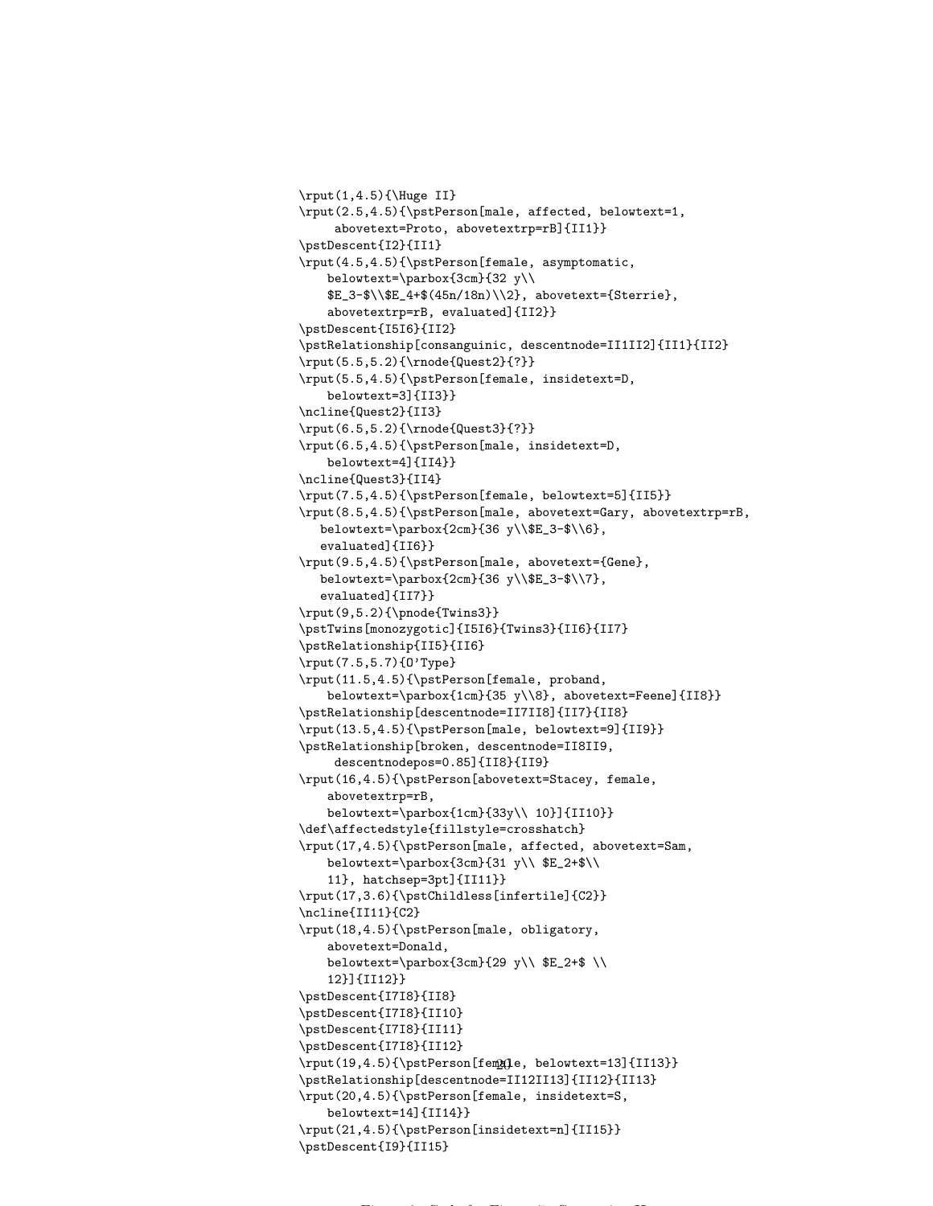```
\rput(1,4.5){\Huge II}
\rput(2.5,4.5){\pstPerson[male, affected, belowtext=1,
     abovetext=Proto, abovetextrp=rB]{II1}}
\pstDescent{I2}{II1}
\rput(4.5,4.5){\pstPerson[female, asymptomatic,
    belowtext=\parbox{3cm}{32 y\\
    $E_3-$\\$E_4+$(45n/18n)\\2}, abovetext={Sterrie},
    abovetextrp=rB, evaluated]{II2}}
\pstDescent{I5I6}{II2}
\pstRelationship[consanguinic, descentnode=II1II2]{II1}{II2}
\rput(5.5,5.2){\rnode{Quest2}{?}}
\rput(5.5,4.5){\pstPerson[female, insidetext=D,
    belowtext=3]{II3}}
\ncline{Quest2}{II3}
\rput(6.5,5.2){\rnode{Quest3}{?}}
\rput(6.5,4.5){\pstPerson[male, insidetext=D,
    belowtext=4]{II4}}
\ncline{Quest3}{II4}
\rput(7.5,4.5){\pstPerson[female, belowtext=5]{II5}}
\rput(8.5,4.5){\pstPerson[male, abovetext=Gary, abovetextrp=rB,
   belowtext=\parbox{2cm}{36 y\\$E_3-$\\6},
   evaluated]{II6}}
\rput(9.5,4.5){\pstPerson[male, abovetext={Gene},
   belowtext=\parbox{2cm}{36 y\\$E_3-$\\7},
   evaluated]{II7}}
\rput(9,5.2){\pnode{Twins3}}
\pstTwins[monozygotic]{I5I6}{Twins3}{II6}{II7}
\pstRelationship{II5}{II6}
\rput(7.5,5.7){O'Type}
\rput(11.5,4.5){\pstPerson[female, proband,
    belowtext=\parbox{1cm}{35 y\\8}, abovetext=Feene]{II8}}
\pstRelationship[descentnode=II7II8]{II7}{II8}
\rput(13.5,4.5){\pstPerson[male, belowtext=9]{II9}}
\pstRelationship[broken, descentnode=II8II9,
     descentnodepos=0.85]{II8}{II9}
\rput(16,4.5){\pstPerson[abovetext=Stacey, female,
    abovetextrp=rB,
    belowtext=\parbox{1cm}{33y\\ 10}]{II10}}
\def\affectedstyle{fillstyle=crosshatch}
\rput(17,4.5){\pstPerson[male, affected, abovetext=Sam,
    belowtext=\parbox{3cm}{31 y\\ $E_2+$\\
    11}, hatchsep=3pt]{II11}}
\rput(17,3.6){\pstChildless[infertile]{C2}}
\ncline{II11}{C2}
\rput(18,4.5){\pstPerson[male, obligatory,
    abovetext=Donald,
    belowtext=\parbox{3cm}{29 y\\ $E_2+$ \\
    12}]{II12}}
\pstDescent{I7I8}{II8}
\pstDescent{I7I8}{II10}
\pstDescent{I7I8}{II11}
\pstDescent{I7I8}{II12}
\rput(19,4.5){\pstPerson[female, belowtext=13]{II13}}
\pstRelationship[descentnode=II12II13]{II12}{II13}
\rput(20,4.5){\pstPerson[female, insidetext=S,
    belowtext=14]{II14}}
\rput(21,4.5){\pstPerson[insidetext=n]{II15}}
\pstDescent{I9}{II15}
```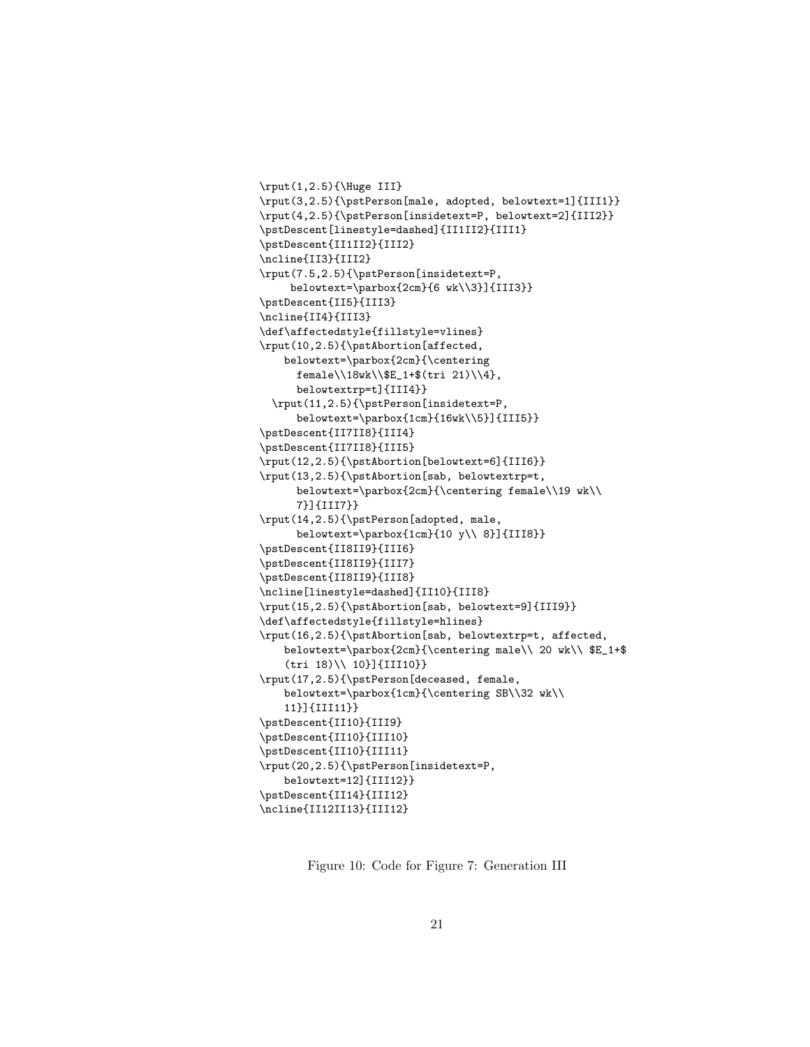```
\rput(1,2.5){\Huge III}
\rput(3,2.5){\pstPerson[male, adopted, belowtext=1]{III1}}
\rput(4,2.5){\pstPerson[insidetext=P, belowtext=2]{III2}}
\pstDescent[linestyle=dashed]{II1II2}{III1}
\pstDescent{II1II2}{III2}
\ncline{II3}{III2}
\rput(7.5,2.5){\pstPerson[insidetext=P,
     belowtext=\parbox{2cm}{6 wk\\3}]{III3}}
\pstDescent{II5}{III3}
\ncline{II4}{III3}
\def\affectedstyle{fillstyle=vlines}
\rput(10,2.5){\pstAbortion[affected,
    belowtext=\parbox{2cm}{\centering
      female\\18wk\\$E_1+$(tri 21)\\4},
      belowtextrp=t]{III4}}
  \rput(11,2.5){\pstPerson[insidetext=P,
      belowtext=\parbox{1cm}{16wk\\5}]{III5}}
\pstDescent{II7II8}{III4}
\pstDescent{II7II8}{III5}
\rput(12,2.5){\pstAbortion[belowtext=6]{III6}}
\rput(13,2.5){\pstAbortion[sab, belowtextrp=t,
      belowtext=\parbox{2cm}{\centering female\\19 wk\\
      7}]{III7}}
\rput(14,2.5){\pstPerson[adopted, male,
      belowtext=\parbox{1cm}{10 y\\ 8}]{III8}}
\pstDescent{II8II9}{III6}
\pstDescent{II8II9}{III7}
\pstDescent{II8II9}{III8}
\ncline[linestyle=dashed]{II10}{III8}
\rput(15,2.5){\pstAbortion[sab, belowtext=9]{III9}}
\def\affectedstyle{fillstyle=hlines}
\rput(16,2.5){\pstAbortion[sab, belowtextrp=t, affected,
    belowtext=\parbox{2cm}{\centering male\\ 20 wk\\ $E_1+$
    (tri 18)\\ 10}]{III10}}
\rput(17,2.5){\pstPerson[deceased, female,
    belowtext=\parbox{1cm}{\centering SB\\32 wk\\
    11}]{III11}}
\pstDescent{II10}{III9}
\pstDescent{II10}{III10}
\pstDescent{II10}{III11}
\rput(20,2.5){\pstPerson[insidetext=P,
    belowtext=12]{III12}}
\pstDescent{II14}{III12}
\ncline{II12II13}{III12}
```

Figure 10: Code for Figure 7: Generation III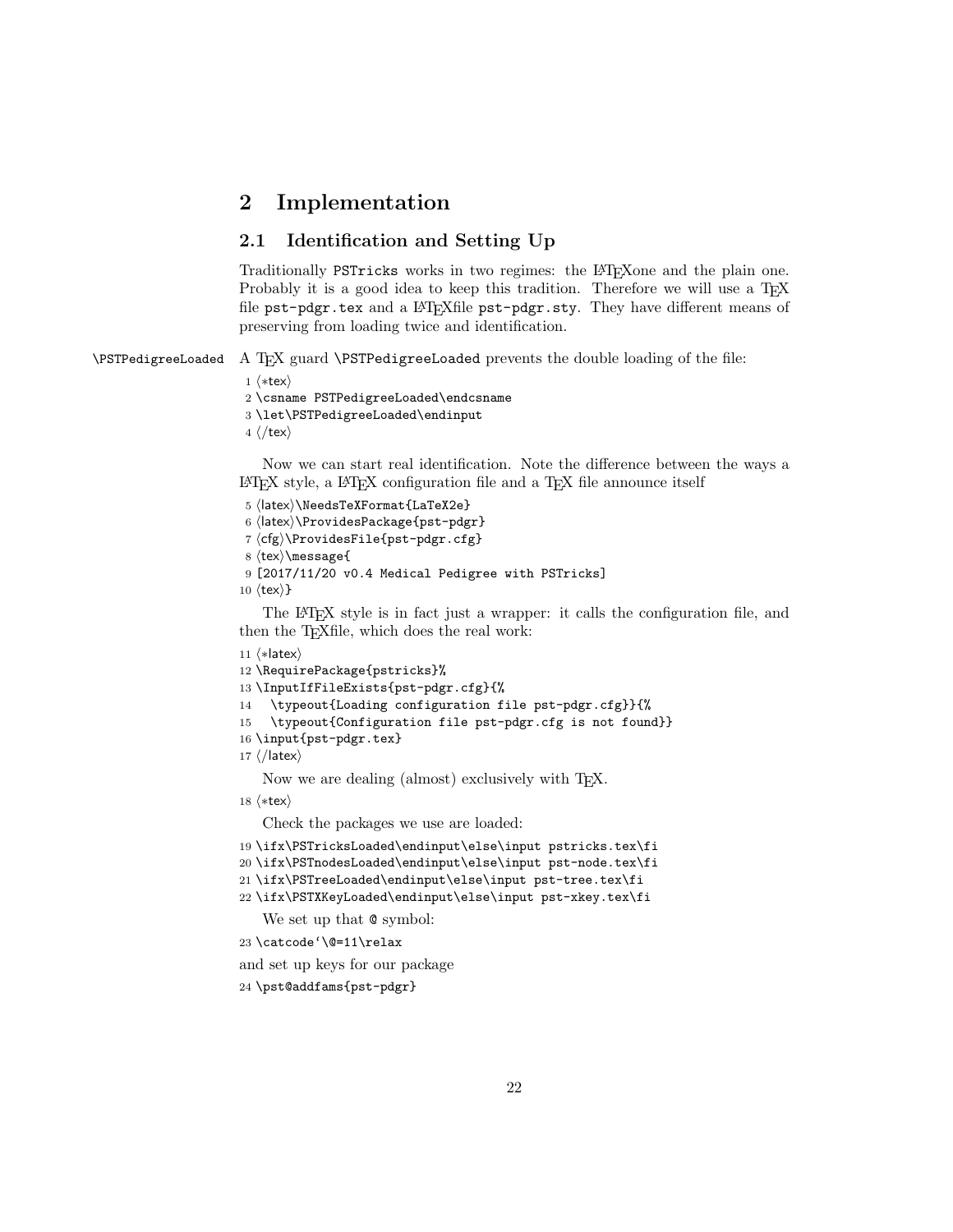## 2 Implementation

### 2.1 Identification and Setting Up

Traditionally `PSTricks` works in two regimes: the LaTeXone and the plain one. Probably it is a good idea to keep this tradition. Therefore we will use a TeX file `pst-pdgr.tex` and a LaTeXfile `pst-pdgr.sty`. They have different means of preserving from loading twice and identification.

`\PSTPedigreeLoaded` A TeX guard `\PSTPedigreeLoaded` prevents the double loading of the file:

```
1 ⟨*tex⟩
2 \csname PSTPedigreeLoaded\endcsname
3 \let\PSTPedigreeLoaded\endinput
4 ⟨/tex⟩
```

Now we can start real identification. Note the difference between the ways a LaTeX style, a LaTeX configuration file and a TeX file announce itself

```
5 ⟨latex⟩\NeedsTeXFormat{LaTeX2e}
6 ⟨latex⟩\ProvidesPackage{pst-pdgr}
7 ⟨cfg⟩\ProvidesFile{pst-pdgr.cfg}
8 ⟨tex⟩\message{
9 [2017/11/20 v0.4 Medical Pedigree with PSTricks]
10 ⟨tex⟩}
```

The LaTeX style is in fact just a wrapper: it calls the configuration file, and then the TeXfile, which does the real work:

```
11 ⟨*latex⟩
12 \RequirePackage{pstricks}%
13 \InputIfFileExists{pst-pdgr.cfg}{%
14   \typeout{Loading configuration file pst-pdgr.cfg}}{%
15   \typeout{Configuration file pst-pdgr.cfg is not found}}
16 \input{pst-pdgr.tex}
17 ⟨/latex⟩
```

Now we are dealing (almost) exclusively with TeX.

```
18 ⟨*tex⟩
```

Check the packages we use are loaded:

```
19 \ifx\PSTricksLoaded\endinput\else\input pstricks.tex\fi
20 \ifx\PSTnodesLoaded\endinput\else\input pst-node.tex\fi
21 \ifx\PSTreeLoaded\endinput\else\input pst-tree.tex\fi
22 \ifx\PSTXKeyLoaded\endinput\else\input pst-xkey.tex\fi
```

We set up that `@` symbol:

```
23 \catcode`\@=11\relax
```

and set up keys for our package

```
24 \pst@addfams{pst-pdgr}
```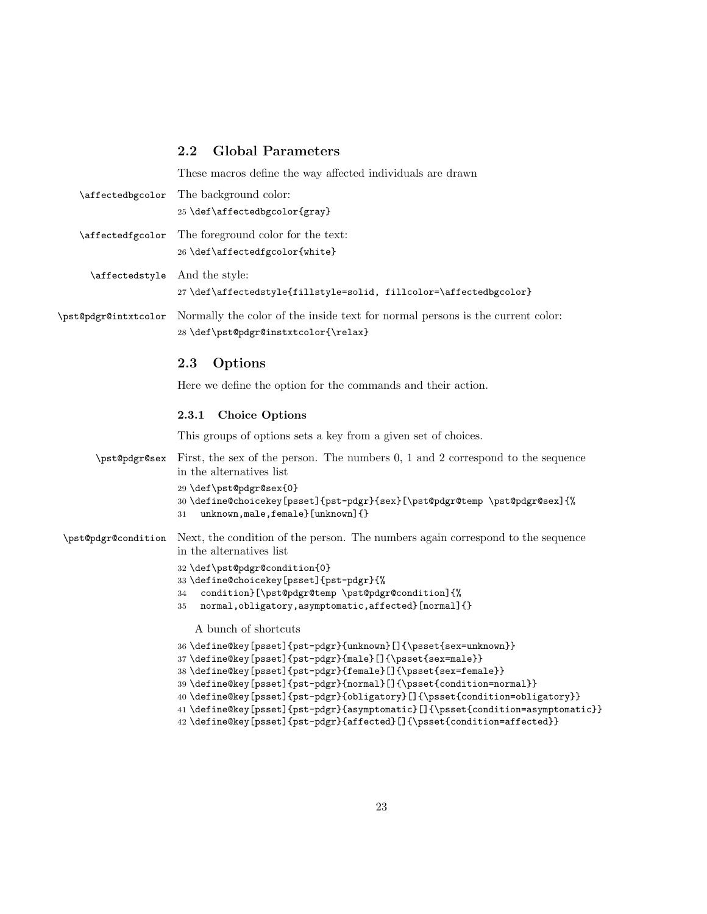## 2.2 Global Parameters

These macros define the way affected individuals are drawn

\affectedbgcolor The background color:

```
25 \def\affectedbgcolor{gray}
```

\affectedfgcolor The foreground color for the text:

```
26 \def\affectedfgcolor{white}
```

\affectedstyle And the style:

```
27 \def\affectedstyle{fillstyle=solid, fillcolor=\affectedbgcolor}
```

\pst@pdgr@intxtcolor Normally the color of the inside text for normal persons is the current color:

```
28 \def\pst@pdgr@instxtcolor{\relax}
```

## 2.3 Options

Here we define the option for the commands and their action.

### 2.3.1 Choice Options

This groups of options sets a key from a given set of choices.

\pst@pdgr@sex First, the sex of the person. The numbers 0, 1 and 2 correspond to the sequence in the alternatives list

```
29 \def\pst@pdgr@sex{0}
30 \define@choicekey[psset]{pst-pdgr}{sex}[\pst@pdgr@temp \pst@pdgr@sex]{%
31   unknown,male,female}[unknown]{}
```

\pst@pdgr@condition Next, the condition of the person. The numbers again correspond to the sequence in the alternatives list

```
32 \def\pst@pdgr@condition{0}
33 \define@choicekey[psset]{pst-pdgr}{%
34   condition}[\pst@pdgr@temp \pst@pdgr@condition]{%
35   normal,obligatory,asymptomatic,affected}[normal]{}
```

A bunch of shortcuts

```
36 \define@key[psset]{pst-pdgr}{unknown}[]{\psset{sex=unknown}}
37 \define@key[psset]{pst-pdgr}{male}[]{\psset{sex=male}}
38 \define@key[psset]{pst-pdgr}{female}[]{\psset{sex=female}}
39 \define@key[psset]{pst-pdgr}{normal}[]{\psset{condition=normal}}
40 \define@key[psset]{pst-pdgr}{obligatory}[]{\psset{condition=obligatory}}
41 \define@key[psset]{pst-pdgr}{asymptomatic}[]{\psset{condition=asymptomatic}}
42 \define@key[psset]{pst-pdgr}{affected}[]{\psset{condition=affected}}
```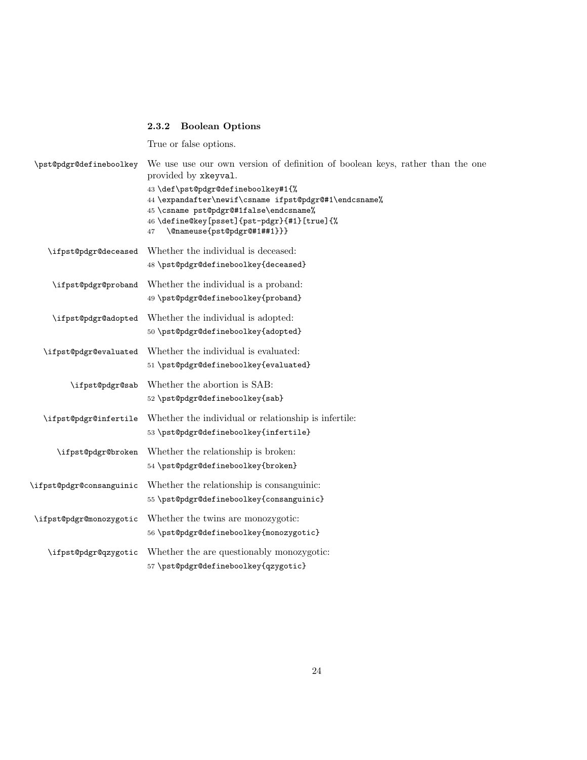### 2.3.2 Boolean Options

True or false options.

`\pst@pdgr@defineboolkey` We use use our own version of definition of boolean keys, rather than the one provided by `xkeyval`.

```
43 \def\pst@pdgr@defineboolkey#1{%
44 \expandafter\newif\csname ifpst@pdgr@#1\endcsname%
45 \csname pst@pdgr@#1false\endcsname%
46 \define@key[psset]{pst-pdgr}{#1}[true]{%
47   \@nameuse{pst@pdgr@#1##1}}}
```

`\ifpst@pdgr@deceased` Whether the individual is deceased:

```
48 \pst@pdgr@defineboolkey{deceased}
```

`\ifpst@pdgr@proband` Whether the individual is a proband:

```
49 \pst@pdgr@defineboolkey{proband}
```

`\ifpst@pdgr@adopted` Whether the individual is adopted:

```
50 \pst@pdgr@defineboolkey{adopted}
```

`\ifpst@pdgr@evaluated` Whether the individual is evaluated:

```
51 \pst@pdgr@defineboolkey{evaluated}
```

`\ifpst@pdgr@sab` Whether the abortion is SAB:

```
52 \pst@pdgr@defineboolkey{sab}
```

`\ifpst@pdgr@infertile` Whether the individual or relationship is infertile:

```
53 \pst@pdgr@defineboolkey{infertile}
```

`\ifpst@pdgr@broken` Whether the relationship is broken:

```
54 \pst@pdgr@defineboolkey{broken}
```

`\ifpst@pdgr@consanguinic` Whether the relationship is consanguinic:

```
55 \pst@pdgr@defineboolkey{consanguinic}
```

`\ifpst@pdgr@monozygotic` Whether the twins are monozygotic:

```
56 \pst@pdgr@defineboolkey{monozygotic}
```

`\ifpst@pdgr@qzygotic` Whether the are questionably monozygotic:

```
57 \pst@pdgr@defineboolkey{qzygotic}
```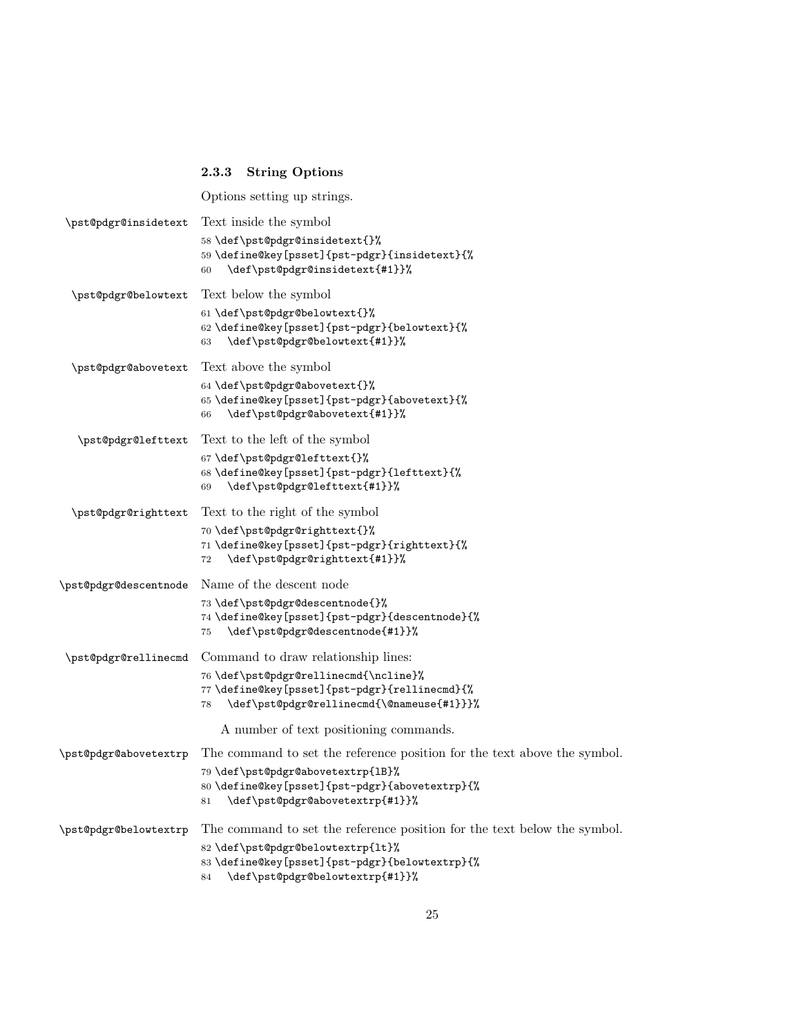### 2.3.3 String Options

Options setting up strings.

`\pst@pdgr@insidetext` Text inside the symbol

```
58 \def\pst@pdgr@insidetext{}%
59 \define@key[psset]{pst-pdgr}{insidetext}{%
60   \def\pst@pdgr@insidetext{#1}}%
```

`\pst@pdgr@belowtext` Text below the symbol

```
61 \def\pst@pdgr@belowtext{}%
62 \define@key[psset]{pst-pdgr}{belowtext}{%
63   \def\pst@pdgr@belowtext{#1}}%
```

`\pst@pdgr@abovetext` Text above the symbol

```
64 \def\pst@pdgr@abovetext{}%
65 \define@key[psset]{pst-pdgr}{abovetext}{%
66   \def\pst@pdgr@abovetext{#1}}%
```

`\pst@pdgr@lefttext` Text to the left of the symbol

```
67 \def\pst@pdgr@lefttext{}%
68 \define@key[psset]{pst-pdgr}{lefttext}{%
69   \def\pst@pdgr@lefttext{#1}}%
```

`\pst@pdgr@righttext` Text to the right of the symbol

```
70 \def\pst@pdgr@righttext{}%
71 \define@key[psset]{pst-pdgr}{righttext}{%
72   \def\pst@pdgr@righttext{#1}}%
```

`\pst@pdgr@descentnode` Name of the descent node

```
73 \def\pst@pdgr@descentnode{}%
74 \define@key[psset]{pst-pdgr}{descentnode}{%
75   \def\pst@pdgr@descentnode{#1}}%
```

`\pst@pdgr@rellinecmd` Command to draw relationship lines:

```
76 \def\pst@pdgr@rellinecmd{\ncline}%
77 \define@key[psset]{pst-pdgr}{rellinecmd}{%
78   \def\pst@pdgr@rellinecmd{\@nameuse{#1}}}%
```

A number of text positioning commands.

`\pst@pdgr@abovetextrp` The command to set the reference position for the text above the symbol.

```
79 \def\pst@pdgr@abovetextrp{lB}%
80 \define@key[psset]{pst-pdgr}{abovetextrp}{%
81   \def\pst@pdgr@abovetextrp{#1}}%
```

`\pst@pdgr@belowtextrp` The command to set the reference position for the text below the symbol.

```
82 \def\pst@pdgr@belowtextrp{lt}%
83 \define@key[psset]{pst-pdgr}{belowtextrp}{%
84   \def\pst@pdgr@belowtextrp{#1}}%
```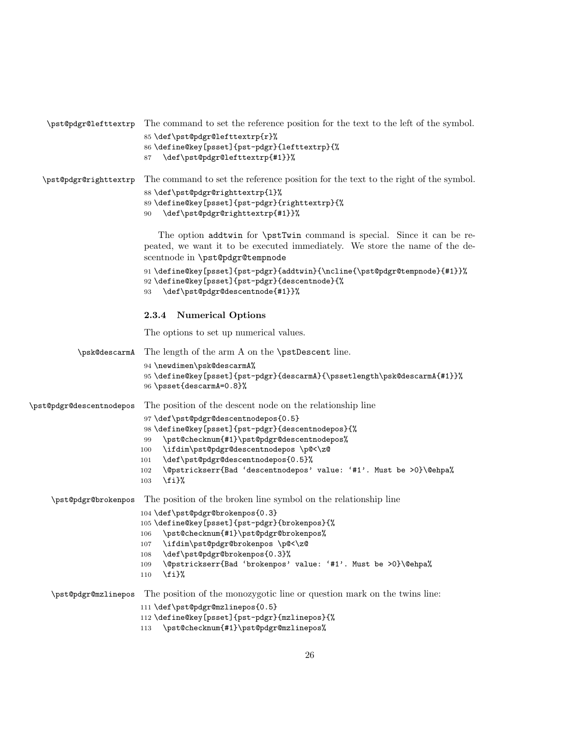`\pst@pdgr@lefttextrp` The command to set the reference position for the text to the left of the symbol.

```
85 \def\pst@pdgr@lefttextrp{r}%
86 \define@key[psset]{pst-pdgr}{lefttextrp}{%
87   \def\pst@pdgr@lefttextrp{#1}}%
```

`\pst@pdgr@righttextrp` The command to set the reference position for the text to the right of the symbol.

```
88 \def\pst@pdgr@righttextrp{l}%
89 \define@key[psset]{pst-pdgr}{righttextrp}{%
90   \def\pst@pdgr@righttextrp{#1}}%
```

The option addtwin for `\pstTwin` command is special. Since it can be repeated, we want it to be executed immediately. We store the name of the descentnode in `\pst@pdgr@tempnode`

```
91 \define@key[psset]{pst-pdgr}{addtwin}{\ncline{\pst@pdgr@tempnode}{#1}}%
92 \define@key[psset]{pst-pdgr}{descentnode}{%
93   \def\pst@pdgr@descentnode{#1}}%
```

#### 2.3.4 Numerical Options

The options to set up numerical values.

`\psk@descarmA` The length of the arm A on the `\pstDescent` line.

```
94 \newdimen\psk@descarmA%
95 \define@key[psset]{pst-pdgr}{descarmA}{\pssetlength\psk@descarmA{#1}}%
96 \psset{descarmA=0.8}%
```

`\pst@pdgr@descentnodepos` The position of the descent node on the relationship line

```
97 \def\pst@pdgr@descentnodepos{0.5}
98 \define@key[psset]{pst-pdgr}{descentnodepos}{%
99   \pst@checknum{#1}\pst@pdgr@descentnodepos%
100   \ifdim\pst@pdgr@descentnodepos \p@<\z@
101   \def\pst@pdgr@descentnodepos{0.5}%
102   \@pstrickserr{Bad 'descentnodepos' value: '#1'. Must be >0}\@ehpa%
103   \fi}%
```

`\pst@pdgr@brokenpos` The position of the broken line symbol on the relationship line

```
104 \def\pst@pdgr@brokenpos{0.3}
105 \define@key[psset]{pst-pdgr}{brokenpos}{%
106   \pst@checknum{#1}\pst@pdgr@brokenpos%
107   \ifdim\pst@pdgr@brokenpos \p@<\z@
108   \def\pst@pdgr@brokenpos{0.3}%
109   \@pstrickserr{Bad 'brokenpos' value: '#1'. Must be >0}\@ehpa%
110   \fi}%
```

`\pst@pdgr@mzlinepos` The position of the monozygotic line or question mark on the twins line:

```
111 \def\pst@pdgr@mzlinepos{0.5}
112 \define@key[psset]{pst-pdgr}{mzlinepos}{%
113   \pst@checknum{#1}\pst@pdgr@mzlinepos%
```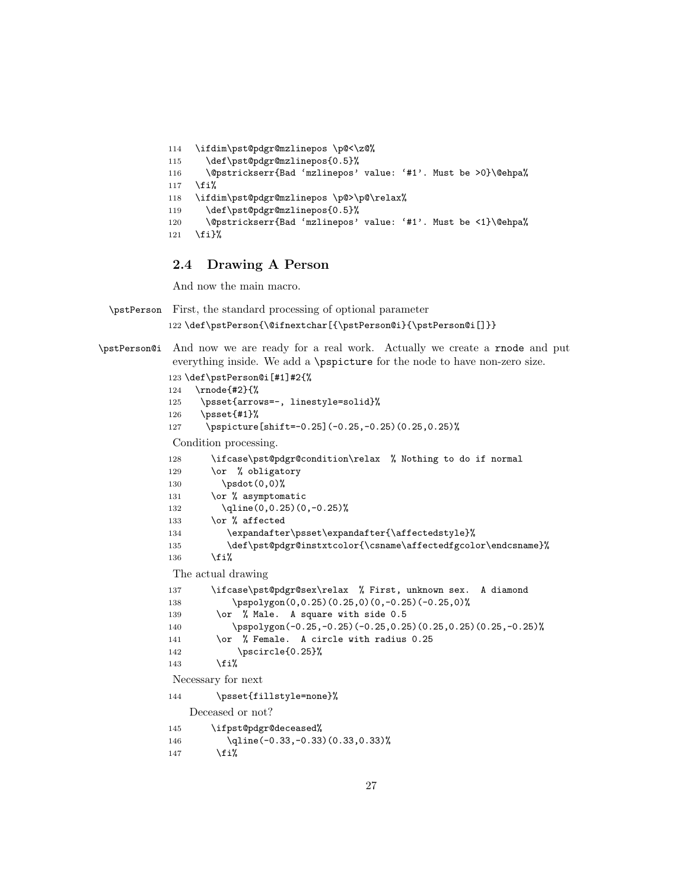```
114   \ifdim\pst@pdgr@mzlinepos \p@<\z@%
115     \def\pst@pdgr@mzlinepos{0.5}%
116     \@pstrickserr{Bad `mzlinepos' value: `#1'. Must be >0}\@ehpa%
117   \fi%
118   \ifdim\pst@pdgr@mzlinepos \p@>\p@\relax%
119     \def\pst@pdgr@mzlinepos{0.5}%
120     \@pstrickserr{Bad `mzlinepos' value: `#1'. Must be <1}\@ehpa%
121   \fi}%
```

### 2.4 Drawing A Person

And now the main macro.

`\pstPerson` First, the standard processing of optional parameter

```
122 \def\pstPerson{\@ifnextchar[{\pstPerson@i}{\pstPerson@i[]}}
```

`\pstPerson@i` And now we are ready for a real work. Actually we create a `rnode` and put everything inside. We add a `\pspicture` for the node to have non-zero size.

```
123 \def\pstPerson@i[#1]#2{%
124   \rnode{#2}{%
125    \psset{arrows=-, linestyle=solid}%
126    \psset{#1}%
127     \pspicture[shift=-0.25](-0.25,-0.25)(0.25,0.25)%
```

Condition processing.

```
128      \ifcase\pst@pdgr@condition\relax  % Nothing to do if normal
129      \or  % obligatory
130        \psdot(0,0)%
131      \or % asymptomatic
132        \qline(0,0.25)(0,-0.25)%
133      \or % affected
134         \expandafter\psset\expandafter{\affectedstyle}%
135         \def\pst@pdgr@instxtcolor{\csname\affectedfgcolor\endcsname}%
136      \fi%
```

The actual drawing

```
137      \ifcase\pst@pdgr@sex\relax  % First, unknown sex.  A diamond
138          \pspolygon(0,0.25)(0.25,0)(0,-0.25)(-0.25,0)%
139       \or  % Male.  A square with side 0.5
140          \pspolygon(-0.25,-0.25)(-0.25,0.25)(0.25,0.25)(0.25,-0.25)%
141       \or  % Female.  A circle with radius 0.25
142           \pscircle{0.25}%
143       \fi%
```

Necessary for next

```
144       \psset{fillstyle=none}%
```

Deceased or not?

```
145      \ifpst@pdgr@deceased%
146         \qline(-0.33,-0.33)(0.33,0.33)%
147       \fi%
```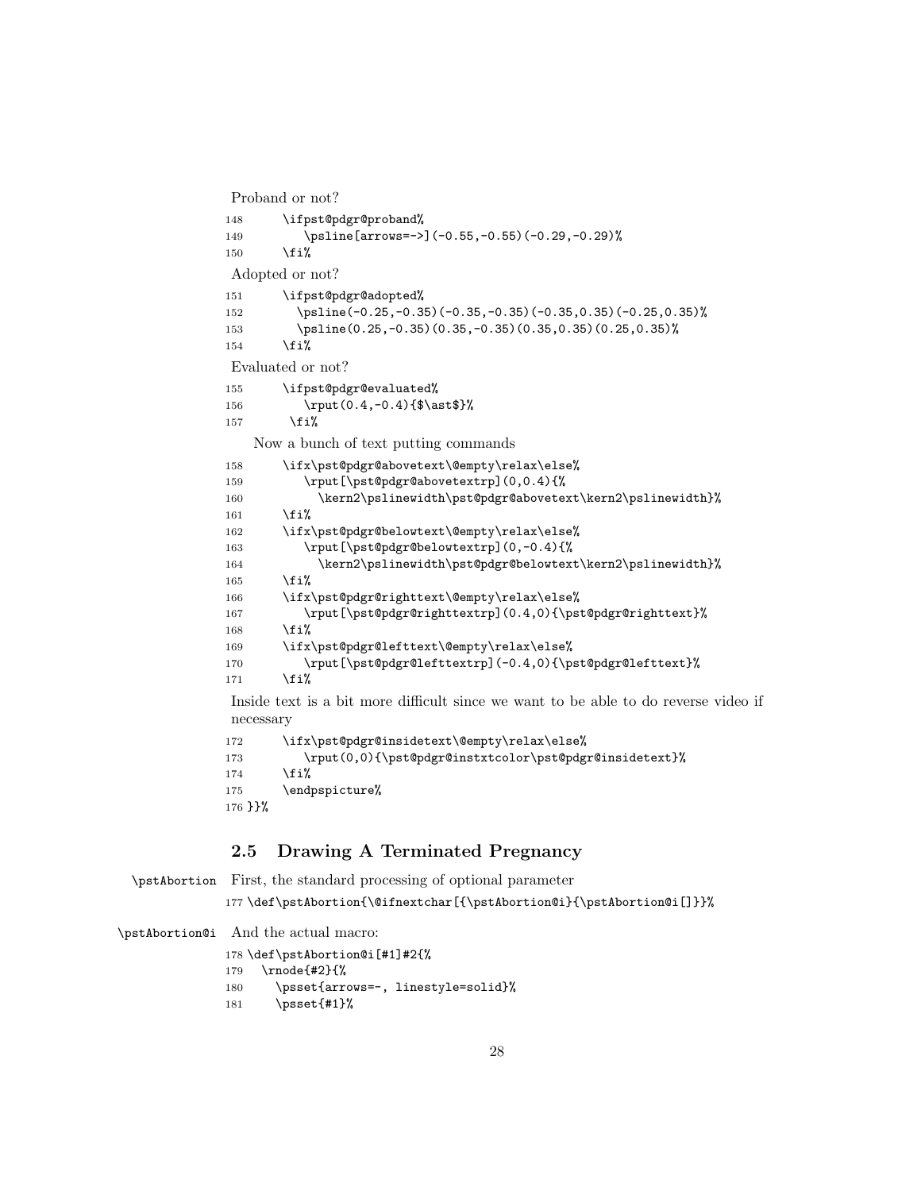Proband or not?

```
148     \ifpst@pdgr@proband%
149        \psline[arrows=->](-0.55,-0.55)(-0.29,-0.29)%
150     \fi%
```

Adopted or not?

```
151     \ifpst@pdgr@adopted%
152       \psline(-0.25,-0.35)(-0.35,-0.35)(-0.35,0.35)(-0.25,0.35)%
153       \psline(0.25,-0.35)(0.35,-0.35)(0.35,0.35)(0.25,0.35)%
154     \fi%
```

Evaluated or not?

```
155     \ifpst@pdgr@evaluated%
156        \rput(0.4,-0.4){$\ast$}%
157      \fi%
```

Now a bunch of text putting commands

```
158     \ifx\pst@pdgr@abovetext\@empty\relax\else%
159        \rput[\pst@pdgr@abovetextrp](0,0.4){%
160          \kern2\pslinewidth\pst@pdgr@abovetext\kern2\pslinewidth}%
161     \fi%
162     \ifx\pst@pdgr@belowtext\@empty\relax\else%
163        \rput[\pst@pdgr@belowtextrp](0,-0.4){%
164          \kern2\pslinewidth\pst@pdgr@belowtext\kern2\pslinewidth}%
165     \fi%
166     \ifx\pst@pdgr@righttext\@empty\relax\else%
167        \rput[\pst@pdgr@righttextrp](0.4,0){\pst@pdgr@righttext}%
168     \fi%
169     \ifx\pst@pdgr@lefttext\@empty\relax\else%
170        \rput[\pst@pdgr@lefttextrp](-0.4,0){\pst@pdgr@lefttext}%
171     \fi%
```

Inside text is a bit more difficult since we want to be able to do reverse video if necessary

```
172     \ifx\pst@pdgr@insidetext\@empty\relax\else%
173        \rput(0,0){\pst@pdgr@instxtcolor\pst@pdgr@insidetext}%
174     \fi%
175     \endpspicture%
176 }}%
```

## 2.5 Drawing A Terminated Pregnancy

`\pstAbortion` First, the standard processing of optional parameter

```
177 \def\pstAbortion{\@ifnextchar[{\pstAbortion@i}{\pstAbortion@i[]}}%
```

`\pstAbortion@i` And the actual macro:

```
178 \def\pstAbortion@i[#1]#2{%
179   \rnode{#2}{%
180     \psset{arrows=-, linestyle=solid}%
181     \psset{#1}%
```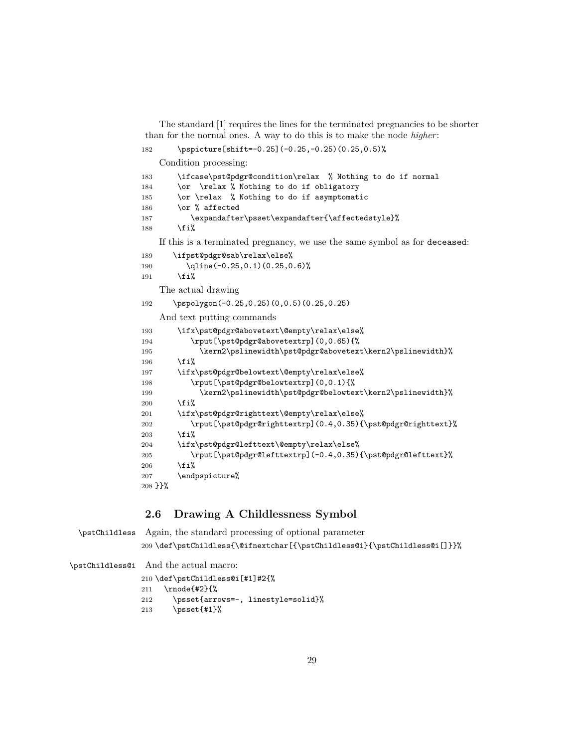The standard [1] requires the lines for the terminated pregnancies to be shorter than for the normal ones. A way to do this is to make the node *higher*:

```
182      \pspicture[shift=-0.25](-0.25,-0.25)(0.25,0.5)%
```

Condition processing:

```
183      \ifcase\pst@pdgr@condition\relax  % Nothing to do if normal
184      \or  \relax % Nothing to do if obligatory
185      \or \relax  % Nothing to do if asymptomatic
186      \or % affected
187         \expandafter\psset\expandafter{\affectedstyle}%
188      \fi%
```

If this is a terminated pregnancy, we use the same symbol as for `deceased`:

```
189      \ifpst@pdgr@sab\relax\else%
190         \qline(-0.25,0.1)(0.25,0.6)%
191      \fi%
```

The actual drawing

```
192      \pspolygon(-0.25,0.25)(0,0.5)(0.25,0.25)
```

And text putting commands

```
193      \ifx\pst@pdgr@abovetext\@empty\relax\else%
194         \rput[\pst@pdgr@abovetextrp](0,0.65){%
195            \kern2\pslinewidth\pst@pdgr@abovetext\kern2\pslinewidth}%
196      \fi%
197      \ifx\pst@pdgr@belowtext\@empty\relax\else%
198         \rput[\pst@pdgr@belowtextrp](0,0.1){%
199            \kern2\pslinewidth\pst@pdgr@belowtext\kern2\pslinewidth}%
200      \fi%
201      \ifx\pst@pdgr@righttext\@empty\relax\else%
202         \rput[\pst@pdgr@righttextrp](0.4,0.35){\pst@pdgr@righttext}%
203      \fi%
204      \ifx\pst@pdgr@lefttext\@empty\relax\else%
205         \rput[\pst@pdgr@lefttextrp](-0.4,0.35){\pst@pdgr@lefttext}%
206      \fi%
207      \endpspicture%
208 }}%
```

## 2.6 Drawing A Childlessness Symbol

`\pstChildless` Again, the standard processing of optional parameter

```
209 \def\pstChildless{\@ifnextchar[{\pstChildless@i}{\pstChildless@i[]}}%
```

`\pstChildless@i` And the actual macro:

```
210 \def\pstChildless@i[#1]#2{%
211   \rnode{#2}{%
212     \psset{arrows=-, linestyle=solid}%
213     \psset{#1}%
```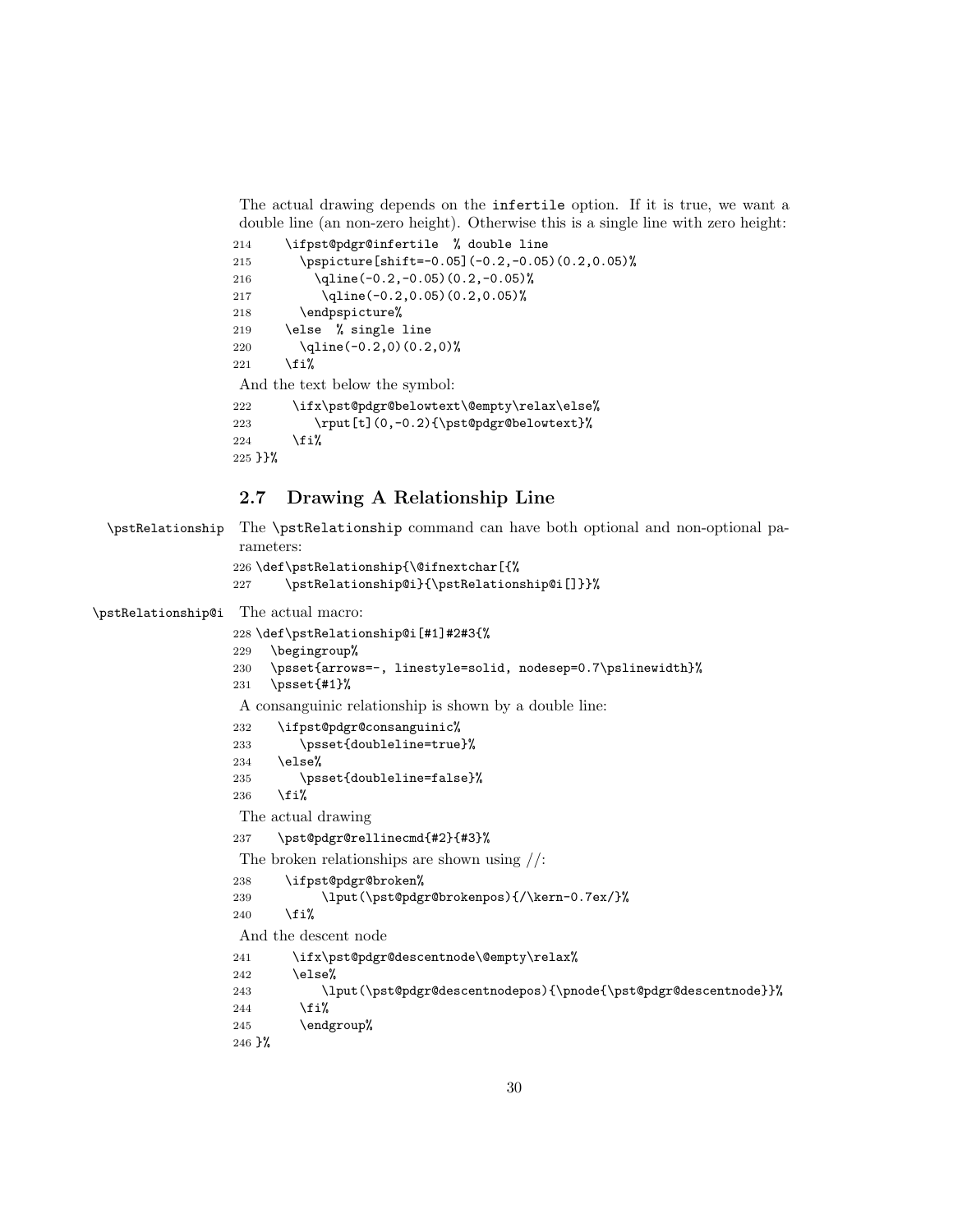The actual drawing depends on the infertile option. If it is true, we want a double line (an non-zero height). Otherwise this is a single line with zero height:

```
214     \ifpst@pdgr@infertile  % double line
215       \pspicture[shift=-0.05](-0.2,-0.05)(0.2,0.05)%
216         \qline(-0.2,-0.05)(0.2,-0.05)%
217         \qline(-0.2,0.05)(0.2,0.05)%
218       \endpspicture%
219     \else  % single line
220       \qline(-0.2,0)(0.2,0)%
221     \fi%
```

And the text below the symbol:

```
222      \ifx\pst@pdgr@belowtext\@empty\relax\else%
223         \rput[t](0,-0.2){\pst@pdgr@belowtext}%
224      \fi%
225 }}%
```

## 2.7 Drawing A Relationship Line

\pstRelationship The \pstRelationship command can have both optional and non-optional parameters:

```
226 \def\pstRelationship{\@ifnextchar[{%
227     \pstRelationship@i}{\pstRelationship@i[]}}%
```

\pstRelationship@i The actual macro:

```
228 \def\pstRelationship@i[#1]#2#3{%
229   \begingroup%
230   \psset{arrows=-, linestyle=solid, nodesep=0.7\pslinewidth}%
231   \psset{#1}%
```

A consanguinic relationship is shown by a double line:

```
232    \ifpst@pdgr@consanguinic%
233       \psset{doubleline=true}%
234    \else%
235       \psset{doubleline=false}%
236    \fi%
```

The actual drawing

```
237    \pst@pdgr@rellinecmd{#2}{#3}%
```

The broken relationships are shown using //:

```
238     \ifpst@pdgr@broken%
239          \lput(\pst@pdgr@brokenpos){/\kern-0.7ex/}%
240     \fi%
```

And the descent node

```
241      \ifx\pst@pdgr@descentnode\@empty\relax%
242      \else%
243          \lput(\pst@pdgr@descentnodepos){\pnode{\pst@pdgr@descentnode}}%
244       \fi%
245       \endgroup%
246 }%
```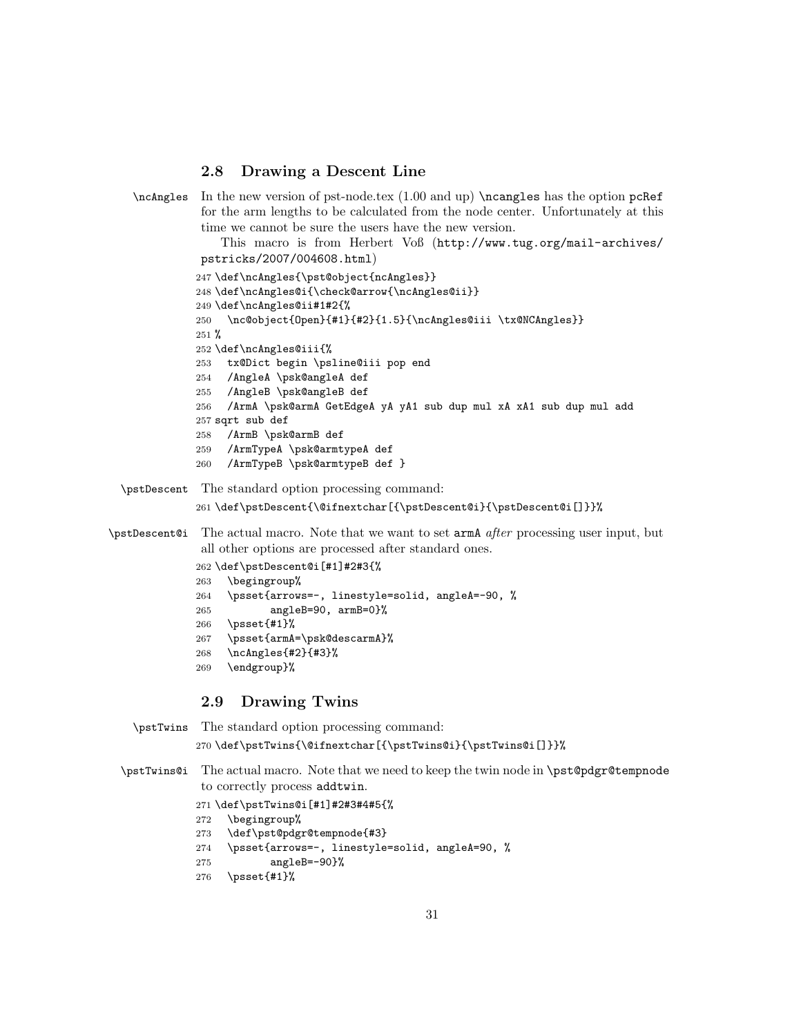### 2.8 Drawing a Descent Line

`\ncAngles` In the new version of pst-node.tex (1.00 and up) `\ncangles` has the option `pcRef` for the arm lengths to be calculated from the node center. Unfortunately at this time we cannot be sure the users have the new version.

This macro is from Herbert Voß (`http://www.tug.org/mail-archives/pstricks/2007/004608.html`)

```
247 \def\ncAngles{\pst@object{ncAngles}}
248 \def\ncAngles@i{\check@arrow{\ncAngles@ii}}
249 \def\ncAngles@ii#1#2{%
250   \nc@object{Open}{#1}{#2}{1.5}{\ncAngles@iii \tx@NCAngles}}
251 %
252 \def\ncAngles@iii{%
253   tx@Dict begin \psline@iii pop end
254   /AngleA \psk@angleA def
255   /AngleB \psk@angleB def
256   /ArmA \psk@armA GetEdgeA yA yA1 sub dup mul xA xA1 sub dup mul add
257 sqrt sub def
258   /ArmB \psk@armB def
259   /ArmTypeA \psk@armtypeA def
260   /ArmTypeB \psk@armtypeB def }
```

`\pstDescent` The standard option processing command:

```
261 \def\pstDescent{\@ifnextchar[{\pstDescent@i}{\pstDescent@i[]}}%
```

`\pstDescent@i` The actual macro. Note that we want to set `armA` *after* processing user input, but all other options are processed after standard ones.

```
262 \def\pstDescent@i[#1]#2#3{%
263   \begingroup%
264   \psset{arrows=-, linestyle=solid, angleA=-90, %
265          angleB=90, armB=0}%
266   \psset{#1}%
267   \psset{armA=\psk@descarmA}%
268   \ncAngles{#2}{#3}%
269   \endgroup}%
```

### 2.9 Drawing Twins

`\pstTwins` The standard option processing command:

```
270 \def\pstTwins{\@ifnextchar[{\pstTwins@i}{\pstTwins@i[]}}%
```

`\pstTwins@i` The actual macro. Note that we need to keep the twin node in `\pst@pdgr@tempnode` to correctly process `addtwin`.

```
271 \def\pstTwins@i[#1]#2#3#4#5{%
272   \begingroup%
273   \def\pst@pdgr@tempnode{#3}
274   \psset{arrows=-, linestyle=solid, angleA=90, %
275          angleB=-90}%
276   \psset{#1}%
```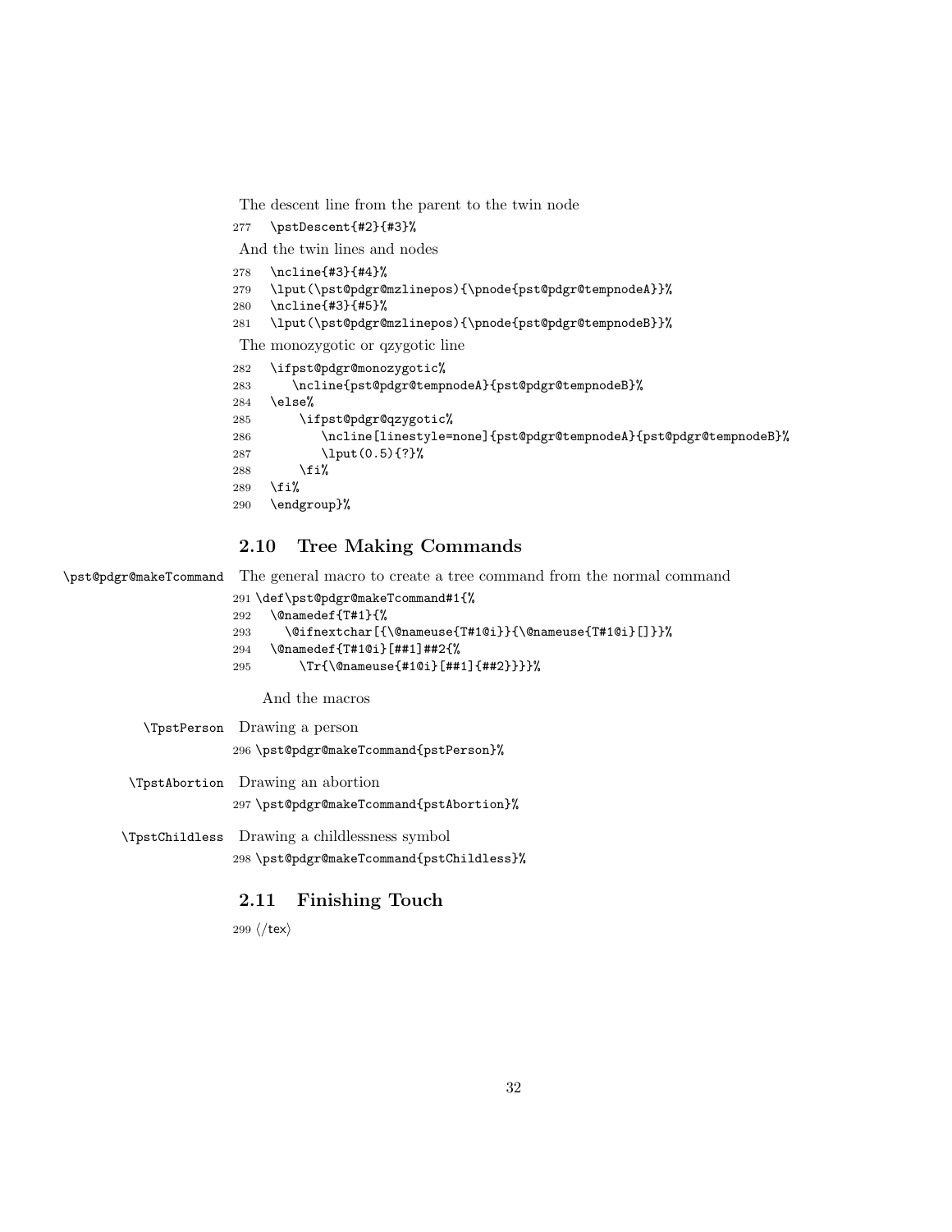The descent line from the parent to the twin node

```
277   \pstDescent{#2}{#3}%
```

And the twin lines and nodes

```
278   \ncline{#3}{#4}%
279   \lput(\pst@pdgr@mzlinepos){\pnode{pst@pdgr@tempnodeA}}%
280   \ncline{#3}{#5}%
281   \lput(\pst@pdgr@mzlinepos){\pnode{pst@pdgr@tempnodeB}}%
```

The monozygotic or qzygotic line

```
282   \ifpst@pdgr@monozygotic%
283      \ncline{pst@pdgr@tempnodeA}{pst@pdgr@tempnodeB}%
284   \else%
285       \ifpst@pdgr@qzygotic%
286          \ncline[linestyle=none]{pst@pdgr@tempnodeA}{pst@pdgr@tempnodeB}%
287          \lput(0.5){?}%
288       \fi%
289   \fi%
290   \endgroup}%
```

## 2.10 Tree Making Commands

`\pst@pdgr@makeTcommand` The general macro to create a tree command from the normal command

```
291 \def\pst@pdgr@makeTcommand#1{%
292   \@namedef{T#1}{%
293     \@ifnextchar[{\@nameuse{T#1@i}}{\@nameuse{T#1@i}[]}}%
294   \@namedef{T#1@i}[##1]##2{%
295       \Tr{\@nameuse{#1@i}[##1]{##2}}}}%
```

And the macros

`\TpstPerson` Drawing a person

```
296 \pst@pdgr@makeTcommand{pstPerson}%
```

`\TpstAbortion` Drawing an abortion

```
297 \pst@pdgr@makeTcommand{pstAbortion}%
```

`\TpstChildless` Drawing a childlessness symbol

```
298 \pst@pdgr@makeTcommand{pstChildless}%
```

## 2.11 Finishing Touch

```
299 </tex>
```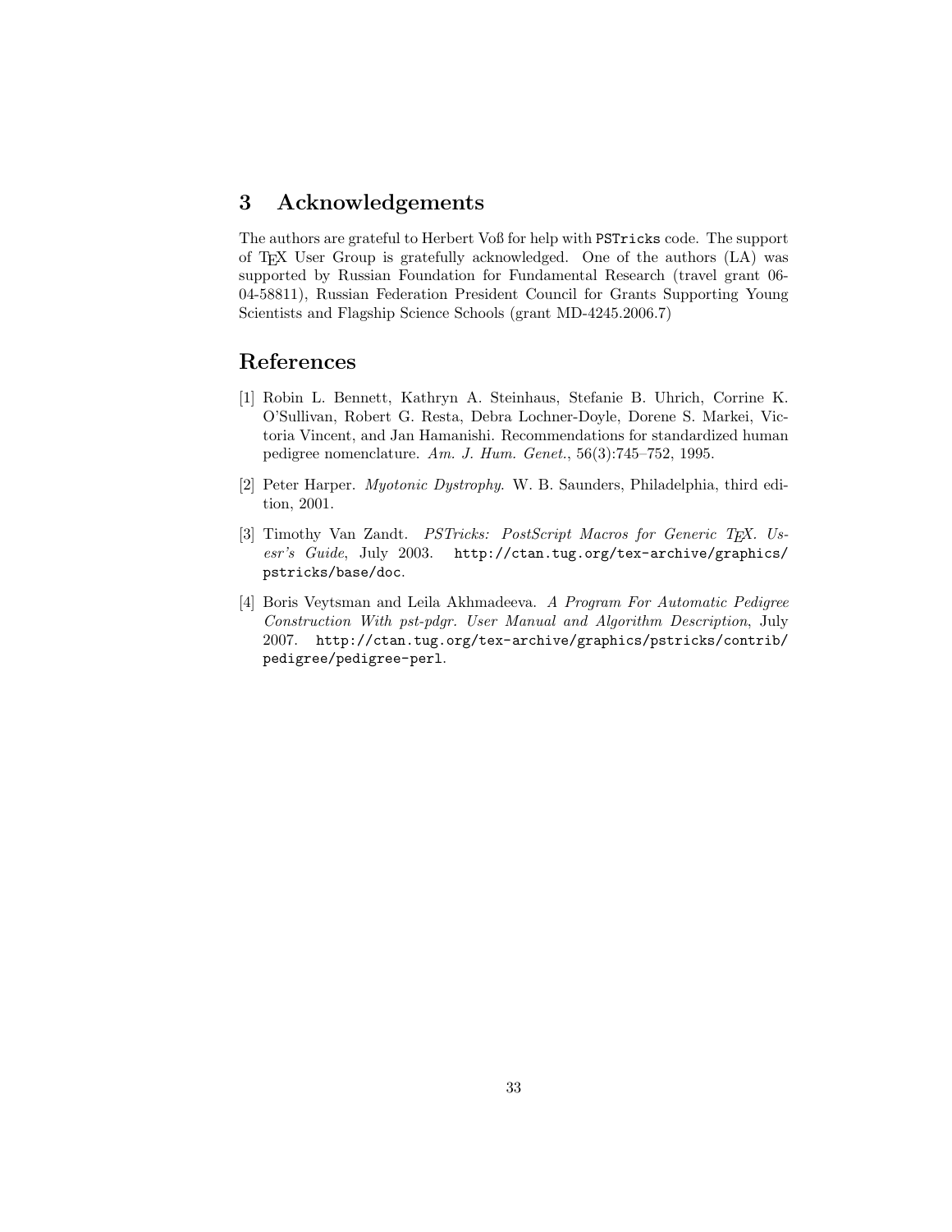## 3 Acknowledgements

The authors are grateful to Herbert Voß for help with `PSTricks` code. The support of TEX User Group is gratefully acknowledged. One of the authors (LA) was supported by Russian Foundation for Fundamental Research (travel grant 06-04-58811), Russian Federation President Council for Grants Supporting Young Scientists and Flagship Science Schools (grant MD-4245.2006.7)

## References

[1] Robin L. Bennett, Kathryn A. Steinhaus, Stefanie B. Uhrich, Corrine K. O'Sullivan, Robert G. Resta, Debra Lochner-Doyle, Dorene S. Markei, Victoria Vincent, and Jan Hamanishi. Recommendations for standardized human pedigree nomenclature. *Am. J. Hum. Genet.*, 56(3):745–752, 1995.

[2] Peter Harper. *Myotonic Dystrophy*. W. B. Saunders, Philadelphia, third edition, 2001.

[3] Timothy Van Zandt. *PSTricks: PostScript Macros for Generic TEX. Usesr's Guide*, July 2003. `http://ctan.tug.org/tex-archive/graphics/pstricks/base/doc`.

[4] Boris Veytsman and Leila Akhmadeeva. *A Program For Automatic Pedigree Construction With pst-pdgr. User Manual and Algorithm Description*, July 2007. `http://ctan.tug.org/tex-archive/graphics/pstricks/contrib/pedigree/pedigree-perl`.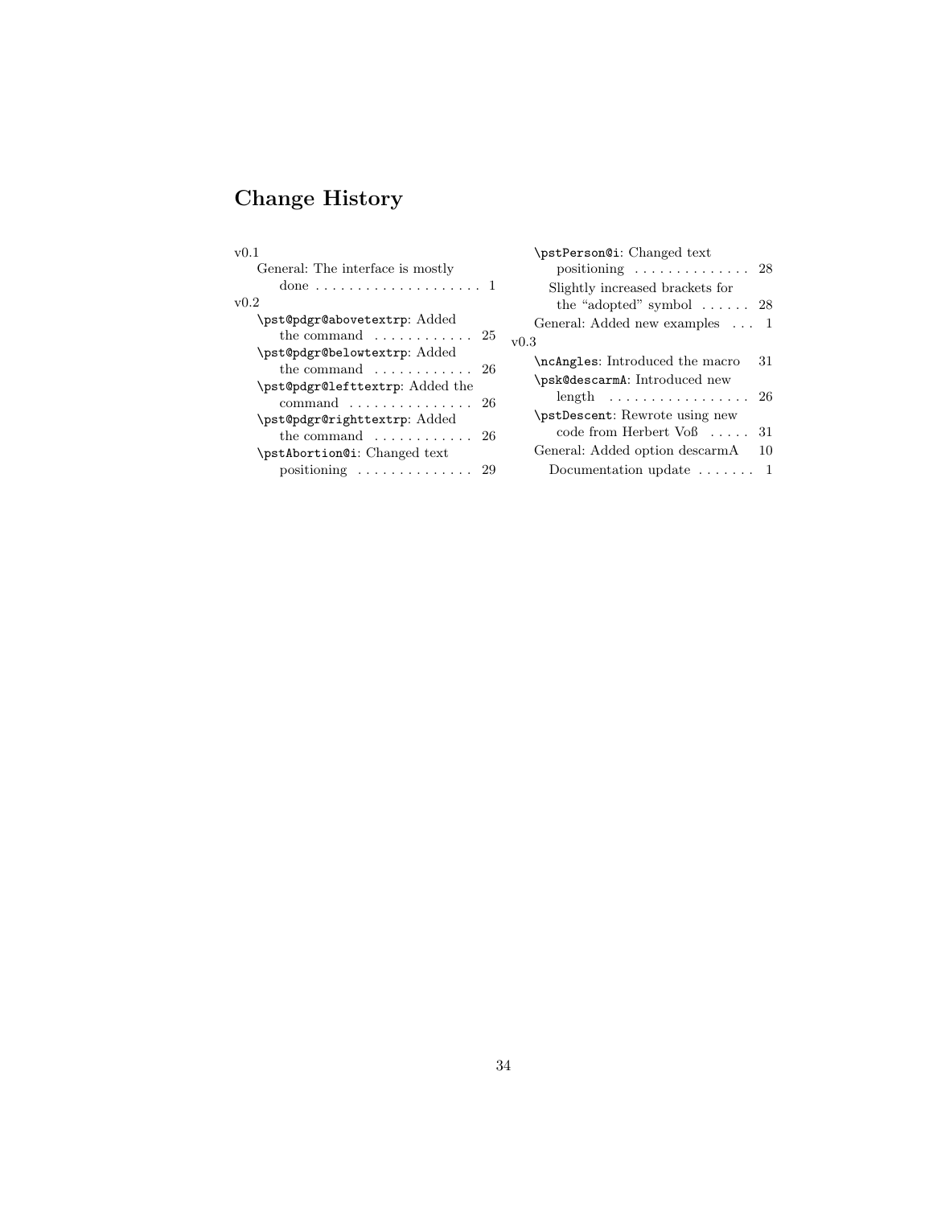# Change History

v0.1

- General: The interface is mostly done . . . . . . . . . . . . . . . . . . . . 1

v0.2

- `\pst@pdgr@abovetextrp`: Added the command . . . . . . . . . . . . 25
- `\pst@pdgr@belowtextrp`: Added the command . . . . . . . . . . . . 26
- `\pst@pdgr@lefttextrp`: Added the command . . . . . . . . . . . . . . . 26
- `\pst@pdgr@righttextrp`: Added the command . . . . . . . . . . . . 26
- `\pstAbortion@i`: Changed text positioning . . . . . . . . . . . . . . 29
- `\pstPerson@i`: Changed text positioning . . . . . . . . . . . . . . 28
  - Slightly increased brackets for the “adopted” symbol . . . . . . 28
- General: Added new examples . . . 1

v0.3

- `\ncAngles`: Introduced the macro 31
- `\psk@descarmA`: Introduced new length . . . . . . . . . . . . . . . . . 26
- `\pstDescent`: Rewrote using new code from Herbert Voß . . . . . 31
- General: Added option descarmA 10
  - Documentation update . . . . . . . 1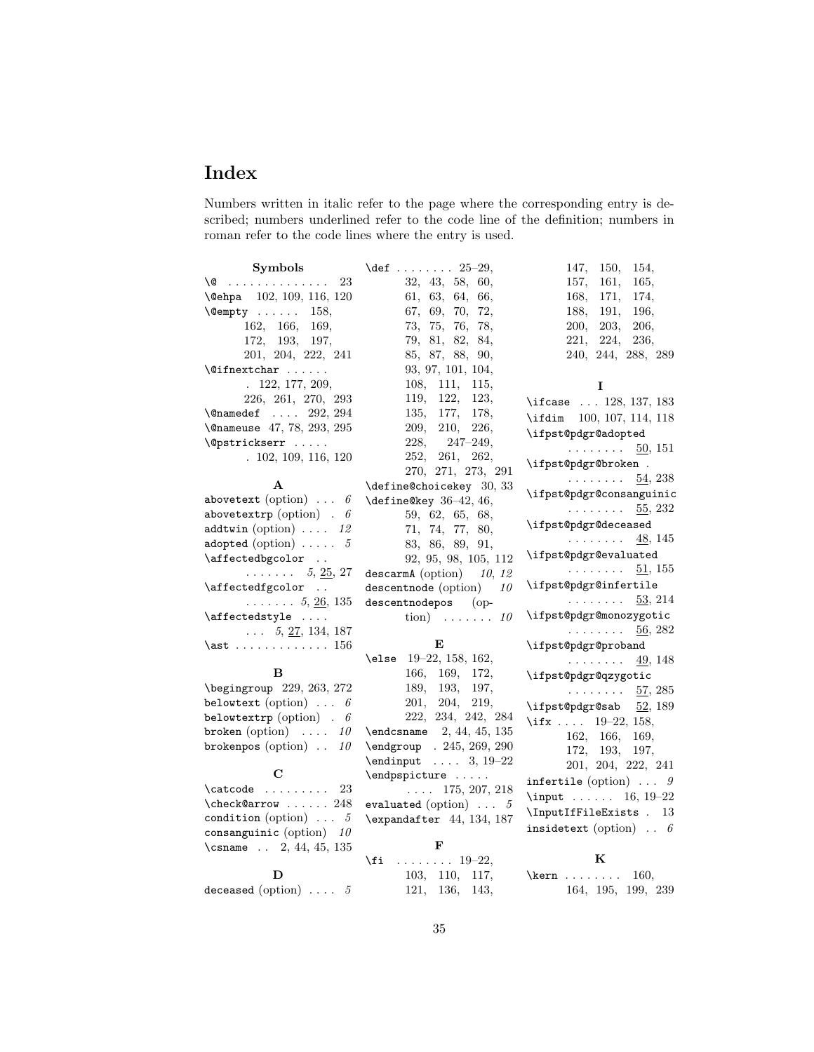# Index

Numbers written in italic refer to the page where the corresponding entry is described; numbers underlined refer to the code line of the definition; numbers in roman refer to the code lines where the entry is used.

**Symbols**

- `\@` . . . . . . . . . . . . . . 23
- `\@ehpa` 102, 109, 116, 120
- `\@empty` . . . . . . 158, 162, 166, 169, 172, 193, 197, 201, 204, 222, 241
- `\@ifnextchar` . . . . . . . 122, 177, 209, 226, 261, 270, 293
- `\@namedef` . . . . 292, 294
- `\@nameuse` 47, 78, 293, 295
- `\@pstrickserr` . . . . . . 102, 109, 116, 120

**A**

- `abovetext` (option) . . . *6*
- `abovetextrp` (option) . *6*
- `addtwin` (option) . . . . *12*
- `adopted` (option) . . . . . *5*
- `\affectedbgcolor` . . . . . . . . . *5*, <u>25</u>, 27
- `\affectedfgcolor` . . . . . . . . . *5*, <u>26</u>, 135
- `\affectedstyle` . . . . . . . *5*, <u>27</u>, 134, 187
- `\ast` . . . . . . . . . . . . . 156

**B**

- `\begingroup` 229, 263, 272
- `belowtext` (option) . . . *6*
- `belowtextrp` (option) . *6*
- `broken` (option) . . . . *10*
- `brokenpos` (option) . . *10*

**C**

- `\catcode` . . . . . . . . . 23
- `\check@arrow` . . . . . . 248
- `condition` (option) . . . *5*
- `consanguinic` (option) *10*
- `\csname` . . 2, 44, 45, 135

**D**

- `deceased` (option) . . . . *5*
- `\def` . . . . . . . . 25–29, 32, 43, 58, 60, 61, 63, 64, 66, 67, 69, 70, 72, 73, 75, 76, 78, 79, 81, 82, 84, 85, 87, 88, 90, 93, 97, 101, 104, 108, 111, 115, 119, 122, 123, 135, 177, 178, 209, 210, 226, 228, 247–249, 252, 261, 262, 270, 271, 273, 291
- `\define@choicekey` 30, 33
- `\define@key` 36–42, 46, 59, 62, 65, 68, 71, 74, 77, 80, 83, 86, 89, 91, 92, 95, 98, 105, 112
- `descarmA` (option) *10*, *12*
- `descentnode` (option) *10*
- `descentnodepos` (option) . . . . . . . *10*

**E**

- `\else` 19–22, 158, 162, 166, 169, 172, 189, 193, 197, 201, 204, 219, 222, 234, 242, 284
- `\endcsname` 2, 44, 45, 135
- `\endgroup` . 245, 269, 290
- `\endinput` . . . . 3, 19–22
- `\endpspicture` . . . . . . . . . 175, 207, 218
- `evaluated` (option) . . . *5*
- `\expandafter` 44, 134, 187

**F**

- `\fi` . . . . . . . . 19–22, 103, 110, 117, 121, 136, 143, 147, 150, 154, 157, 161, 165, 168, 171, 174, 188, 191, 196, 200, 203, 206, 221, 224, 236, 240, 244, 288, 289

**I**

- `\ifcase` . . . 128, 137, 183
- `\ifdim` 100, 107, 114, 118
- `\ifpst@pdgr@adopted` . . . . . . . . <u>50</u>, 151
- `\ifpst@pdgr@broken` . . . . . . . . . <u>54</u>, 238
- `\ifpst@pdgr@consanguinic` . . . . . . . . <u>55</u>, 232
- `\ifpst@pdgr@deceased` . . . . . . . . <u>48</u>, 145
- `\ifpst@pdgr@evaluated` . . . . . . . . <u>51</u>, 155
- `\ifpst@pdgr@infertile` . . . . . . . . <u>53</u>, 214
- `\ifpst@pdgr@monozygotic` . . . . . . . . <u>56</u>, 282
- `\ifpst@pdgr@proband` . . . . . . . . <u>49</u>, 148
- `\ifpst@pdgr@qzygotic` . . . . . . . . <u>57</u>, 285
- `\ifpst@pdgr@sab` <u>52</u>, 189
- `\ifx` . . . . 19–22, 158, 162, 166, 169, 172, 193, 197, 201, 204, 222, 241
- `infertile` (option) . . . *9*
- `\input` . . . . . . 16, 19–22
- `\InputIfFileExists` . 13
- `insidetext` (option) . . *6*

**K**

- `\kern` . . . . . . . . 160, 164, 195, 199, 239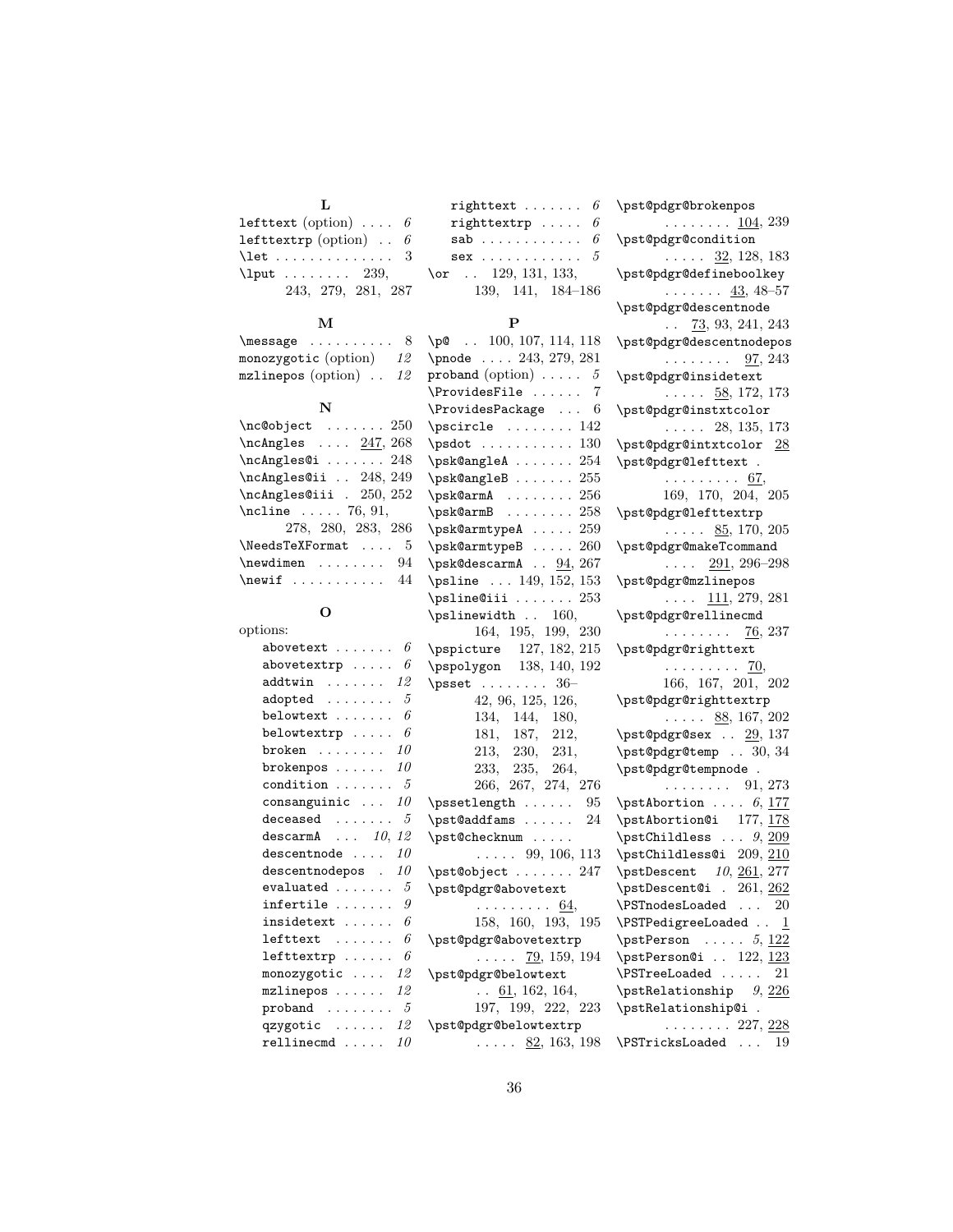**L**

lefttext (option) .... *6*
lefttextrp (option) .. *6*
\let .............. 3
\lput ........ 239, 243, 279, 281, 287

**M**

\message .......... 8
monozygotic (option) *12*
mzlinepos (option) .. *12*

**N**

\nc@object ....... 250
\ncAngles .... 247, 268
\ncAngles@i ....... 248
\ncAngles@ii .. 248, 249
\ncAngles@iii . 250, 252
\ncline ..... 76, 91, 278, 280, 283, 286
\NeedsTeXFormat .... 5
\newdimen ........ 94
\newif ........... 44

**O**

options:
- abovetext ....... *6*
- abovetextrp ..... *6*
- addtwin ....... *12*
- adopted ........ *5*
- belowtext ....... *6*
- belowtextrp ..... *6*
- broken ........ *10*
- brokenpos ...... *10*
- condition ....... *5*
- consanguinic ... *10*
- deceased ....... *5*
- descarmA ... *10*, *12*
- descentnode .... *10*
- descentnodepos . *10*
- evaluated ....... *5*
- infertile ....... *9*
- insidetext ...... *6*
- lefttext ....... *6*
- lefttextrp ...... *6*
- monozygotic .... *12*
- mzlinepos ...... *12*
- proband ........ *5*
- qzygotic ...... *12*
- rellinecmd ..... *10*
- righttext ....... *6*
- righttextrp ..... *6*
- sab ............ *6*
- sex ............ *5*

\or .. 129, 131, 133, 139, 141, 184–186

**P**

\p@ .. 100, 107, 114, 118
\pnode .... 243, 279, 281
proband (option) ..... *5*
\ProvidesFile ...... 7
\ProvidesPackage ... 6
\pscircle ........ 142
\psdot ........... 130
\psk@angleA ....... 254
\psk@angleB ....... 255
\psk@armA ........ 256
\psk@armB ........ 258
\psk@armtypeA ..... 259
\psk@armtypeB ..... 260
\psk@descarmA .. 94, 267
\psline ... 149, 152, 153
\psline@iii ....... 253
\pslinewidth .. 160, 164, 195, 199, 230
\pspicture 127, 182, 215
\pspolygon 138, 140, 192
\psset ........ 36–42, 96, 125, 126, 134, 144, 180, 181, 187, 212, 213, 230, 231, 233, 235, 264, 266, 267, 274, 276
\pssetlength ...... 95
\pst@addfams ...... 24
\pst@checknum ..... 99, 106, 113
\pst@object ....... 247
\pst@pdgr@abovetext ......... 64, 158, 160, 193, 195
\pst@pdgr@abovetextrp ..... 79, 159, 194
\pst@pdgr@belowtext .. 61, 162, 164, 197, 199, 222, 223
\pst@pdgr@belowtextrp ..... 82, 163, 198
\pst@pdgr@brokenpos ........ 104, 239
\pst@pdgr@condition ..... 32, 128, 183
\pst@pdgr@defineboolkey ....... 43, 48–57
\pst@pdgr@descentnode .. 73, 93, 241, 243
\pst@pdgr@descentnodepos ........ 97, 243
\pst@pdgr@insidetext ..... 58, 172, 173
\pst@pdgr@instxtcolor ..... 28, 135, 173
\pst@pdgr@intxtcolor 28
\pst@pdgr@lefttext . ......... 67, 169, 170, 204, 205
\pst@pdgr@lefttextrp ..... 85, 170, 205
\pst@pdgr@makeTcommand .... 291, 296–298
\pst@pdgr@mzlinepos .... 111, 279, 281
\pst@pdgr@rellinecmd ........ 76, 237
\pst@pdgr@righttext ......... 70, 166, 167, 201, 202
\pst@pdgr@righttextrp ..... 88, 167, 202
\pst@pdgr@sex .. 29, 137
\pst@pdgr@temp .. 30, 34
\pst@pdgr@tempnode . ........ 91, 273
\pstAbortion .... *6*, 177
\pstAbortion@i 177, 178
\pstChildless ... *9*, 209
\pstChildless@i 209, 210
\pstDescent *10*, 261, 277
\pstDescent@i . 261, 262
\PSTnodesLoaded ... 20
\PSTPedigreeLoaded .. 1
\pstPerson ..... *5*, 122
\pstPerson@i .. 122, 123
\PSTreeLoaded ..... 21
\pstRelationship *9*, 226
\pstRelationship@i . ........ 227, 228
\PSTricksLoaded ... 19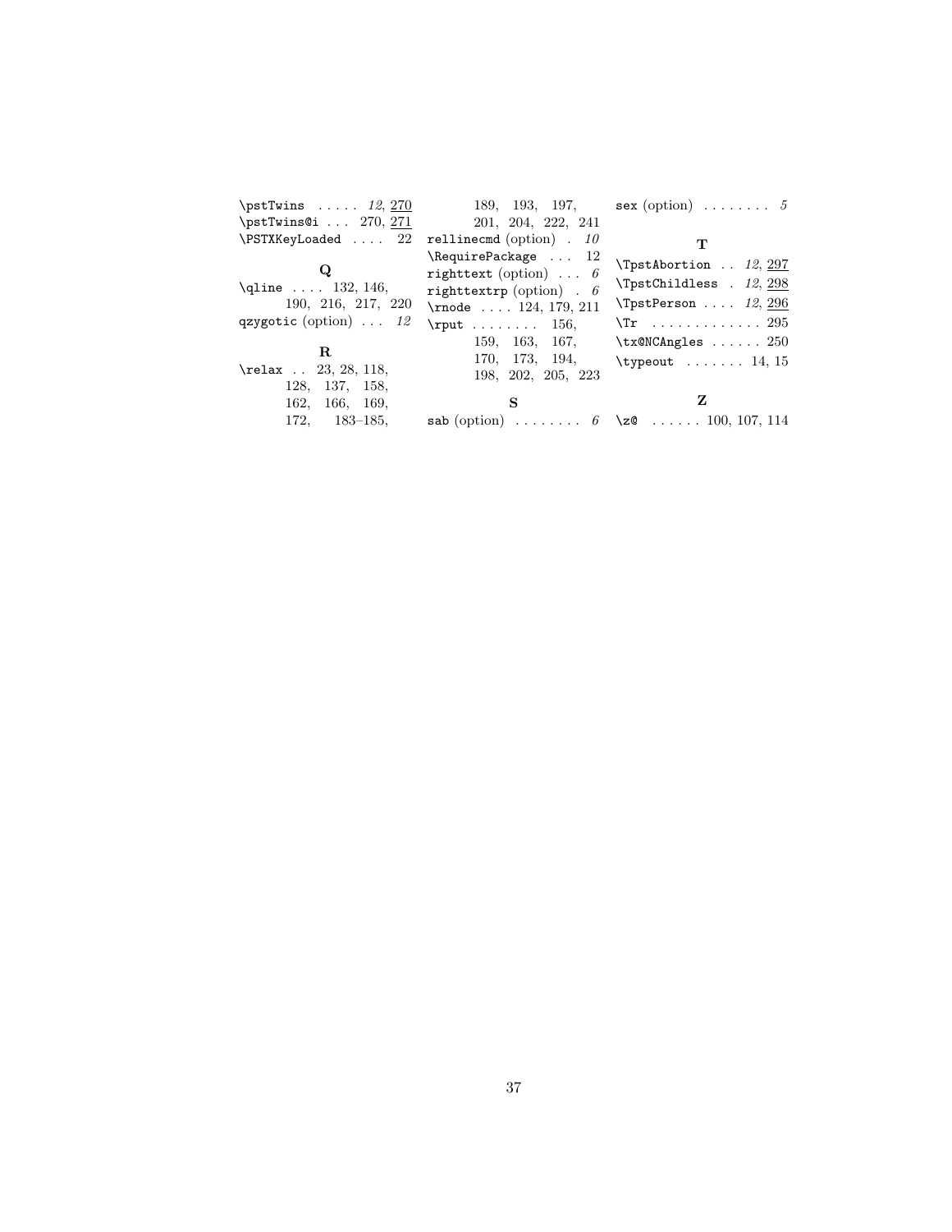\pstTwins . . . . . *12*, 270
\pstTwins@i . . . 270, 271
\PSTXKeyLoaded . . . . 22

**Q**

\qline . . . . 132, 146, 190, 216, 217, 220
qzygotic (option) . . . *12*

**R**

\relax . . 23, 28, 118, 128, 137, 158, 162, 166, 169, 172, 183–185, 189, 193, 197, 201, 204, 222, 241
rellinecmd (option) . *10*
\RequirePackage . . . 12
righttext (option) . . . *6*
righttextrp (option) . *6*
\rnode . . . . 124, 179, 211
\rput . . . . . . . . 156, 159, 163, 167, 170, 173, 194, 198, 202, 205, 223

**S**

sab (option) . . . . . . . . *6*
sex (option) . . . . . . . . *5*

**T**

\TpstAbortion . . *12*, 297
\TpstChildless . *12*, 298
\TpstPerson . . . . *12*, 296
\Tr . . . . . . . . . . . . . 295
\tx@NCAngles . . . . . . 250
\typeout . . . . . . . 14, 15

**Z**

\z@ . . . . . . 100, 107, 114